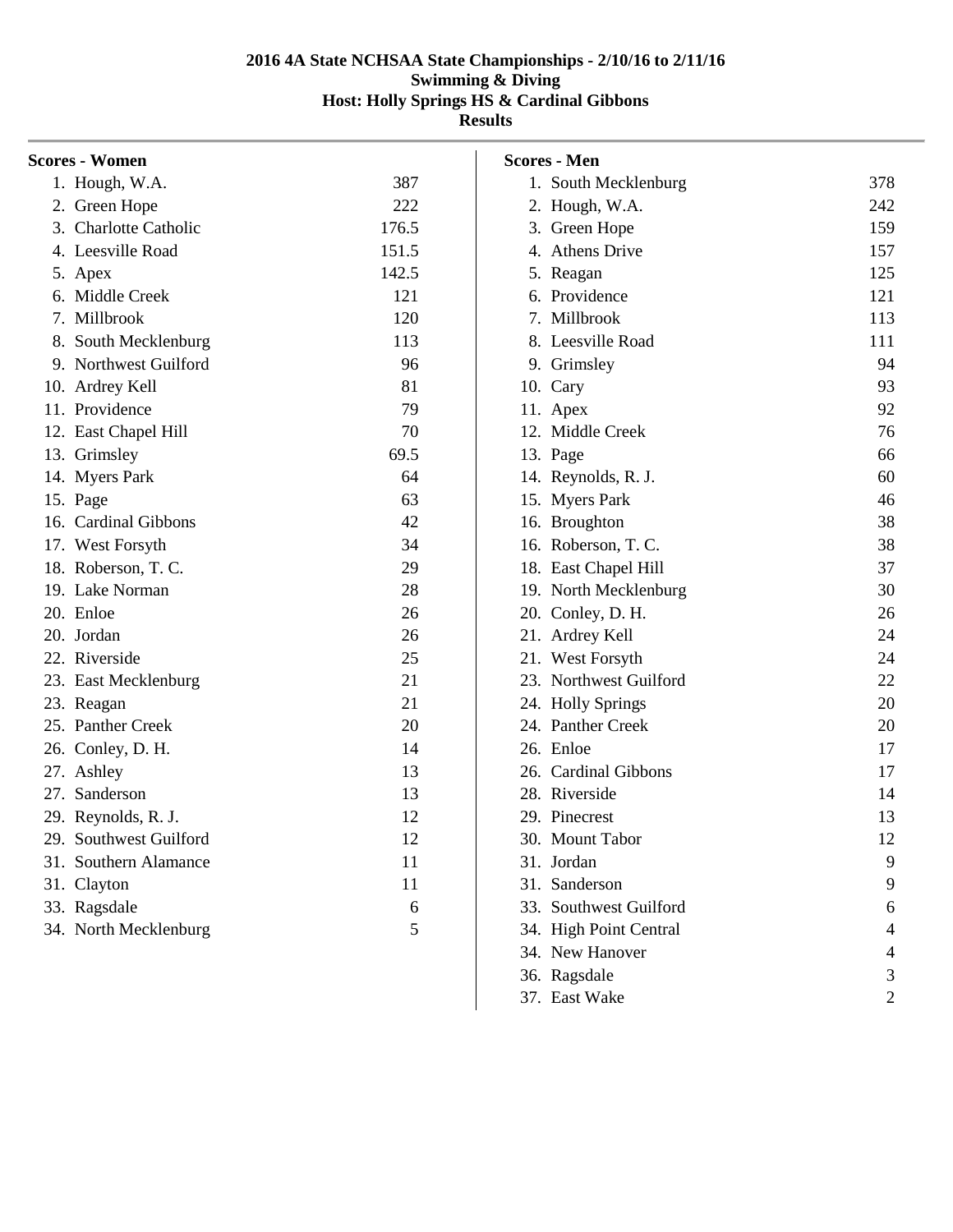# 2016 4A State NCHSAA State Championships - 2/10/16 to 2/11/16
## Swimming & Diving
## Host: Holly Springs HS & Cardinal Gibbons
## Results

### Scores - Women

| Place | Team | Score |
|---|---|---|
| 1. | Hough, W.A. | 387 |
| 2. | Green Hope | 222 |
| 3. | Charlotte Catholic | 176.5 |
| 4. | Leesville Road | 151.5 |
| 5. | Apex | 142.5 |
| 6. | Middle Creek | 121 |
| 7. | Millbrook | 120 |
| 8. | South Mecklenburg | 113 |
| 9. | Northwest Guilford | 96 |
| 10. | Ardrey Kell | 81 |
| 11. | Providence | 79 |
| 12. | East Chapel Hill | 70 |
| 13. | Grimsley | 69.5 |
| 14. | Myers Park | 64 |
| 15. | Page | 63 |
| 16. | Cardinal Gibbons | 42 |
| 17. | West Forsyth | 34 |
| 18. | Roberson, T. C. | 29 |
| 19. | Lake Norman | 28 |
| 20. | Enloe | 26 |
| 20. | Jordan | 26 |
| 22. | Riverside | 25 |
| 23. | East Mecklenburg | 21 |
| 23. | Reagan | 21 |
| 25. | Panther Creek | 20 |
| 26. | Conley, D. H. | 14 |
| 27. | Ashley | 13 |
| 27. | Sanderson | 13 |
| 29. | Reynolds, R. J. | 12 |
| 29. | Southwest Guilford | 12 |
| 31. | Southern Alamance | 11 |
| 31. | Clayton | 11 |
| 33. | Ragsdale | 6 |
| 34. | North Mecklenburg | 5 |

### Scores - Men

| Place | Team | Score |
|---|---|---|
| 1. | South Mecklenburg | 378 |
| 2. | Hough, W.A. | 242 |
| 3. | Green Hope | 159 |
| 4. | Athens Drive | 157 |
| 5. | Reagan | 125 |
| 6. | Providence | 121 |
| 7. | Millbrook | 113 |
| 8. | Leesville Road | 111 |
| 9. | Grimsley | 94 |
| 10. | Cary | 93 |
| 11. | Apex | 92 |
| 12. | Middle Creek | 76 |
| 13. | Page | 66 |
| 14. | Reynolds, R. J. | 60 |
| 15. | Myers Park | 46 |
| 16. | Broughton | 38 |
| 16. | Roberson, T. C. | 38 |
| 18. | East Chapel Hill | 37 |
| 19. | North Mecklenburg | 30 |
| 20. | Conley, D. H. | 26 |
| 21. | Ardrey Kell | 24 |
| 21. | West Forsyth | 24 |
| 23. | Northwest Guilford | 22 |
| 24. | Holly Springs | 20 |
| 24. | Panther Creek | 20 |
| 26. | Enloe | 17 |
| 26. | Cardinal Gibbons | 17 |
| 28. | Riverside | 14 |
| 29. | Pinecrest | 13 |
| 30. | Mount Tabor | 12 |
| 31. | Jordan | 9 |
| 31. | Sanderson | 9 |
| 33. | Southwest Guilford | 6 |
| 34. | High Point Central | 4 |
| 34. | New Hanover | 4 |
| 36. | Ragsdale | 3 |
| 37. | East Wake | 2 |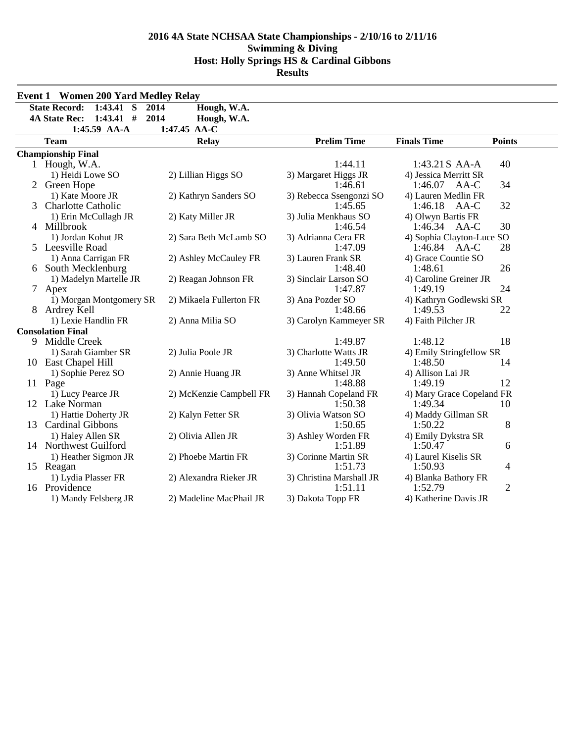# 2016 4A State NCHSAA State Championships - 2/10/16 to 2/11/16
## Swimming & Diving
## Host: Holly Springs HS & Cardinal Gibbons
## Results

### Event 1 Women 200 Yard Medley Relay

**State Record:** 1:43.41 S 2014 Hough, W.A.
**4A State Rec:** 1:43.41 # 2014 Hough, W.A.
1:45.59 AA-A 1:47.45 AA-C

| | Team | Relay | Prelim Time | Finals Time | Points |
|---|---|---|---|---|---|
| **Championship Final** | | | | | |
| 1 | Hough, W.A. | | 1:44.11 | 1:43.21 S AA-A | 40 |
| | 1) Heidi Lowe SO | 2) Lillian Higgs SO | 3) Margaret Higgs JR | 4) Jessica Merritt SR | |
| 2 | Green Hope | | 1:46.61 | 1:46.07 AA-C | 34 |
| | 1) Kate Moore JR | 2) Kathryn Sanders SO | 3) Rebecca Ssengonzi SO | 4) Lauren Medlin FR | |
| 3 | Charlotte Catholic | | 1:45.65 | 1:46.18 AA-C | 32 |
| | 1) Erin McCullagh JR | 2) Katy Miller JR | 3) Julia Menkhaus SO | 4) Olwyn Bartis FR | |
| 4 | Millbrook | | 1:46.54 | 1:46.34 AA-C | 30 |
| | 1) Jordan Kohut JR | 2) Sara Beth McLamb SO | 3) Adrianna Cera FR | 4) Sophia Clayton-Luce SO | |
| 5 | Leesville Road | | 1:47.09 | 1:46.84 AA-C | 28 |
| | 1) Anna Carrigan FR | 2) Ashley McCauley FR | 3) Lauren Frank SR | 4) Grace Countie SO | |
| 6 | South Mecklenburg | | 1:48.40 | 1:48.61 | 26 |
| | 1) Madelyn Martelle JR | 2) Reagan Johnson FR | 3) Sinclair Larson SO | 4) Caroline Greiner JR | |
| 7 | Apex | | 1:47.87 | 1:49.19 | 24 |
| | 1) Morgan Montgomery SR | 2) Mikaela Fullerton FR | 3) Ana Pozder SO | 4) Kathryn Godlewski SR | |
| 8 | Ardrey Kell | | 1:48.66 | 1:49.53 | 22 |
| | 1) Lexie Handlin FR | 2) Anna Milia SO | 3) Carolyn Kammeyer SR | 4) Faith Pilcher JR | |
| **Consolation Final** | | | | | |
| 9 | Middle Creek | | 1:49.87 | 1:48.12 | 18 |
| | 1) Sarah Giamber SR | 2) Julia Poole JR | 3) Charlotte Watts JR | 4) Emily Stringfellow SR | |
| 10 | East Chapel Hill | | 1:49.50 | 1:48.50 | 14 |
| | 1) Sophie Perez SO | 2) Annie Huang JR | 3) Anne Whitsel JR | 4) Allison Lai JR | |
| 11 | Page | | 1:48.88 | 1:49.19 | 12 |
| | 1) Lucy Pearce JR | 2) McKenzie Campbell FR | 3) Hannah Copeland FR | 4) Mary Grace Copeland FR | |
| 12 | Lake Norman | | 1:50.38 | 1:49.34 | 10 |
| | 1) Hattie Doherty JR | 2) Kalyn Fetter SR | 3) Olivia Watson SO | 4) Maddy Gillman SR | |
| 13 | Cardinal Gibbons | | 1:50.65 | 1:50.22 | 8 |
| | 1) Haley Allen SR | 2) Olivia Allen JR | 3) Ashley Worden FR | 4) Emily Dykstra SR | |
| 14 | Northwest Guilford | | 1:51.89 | 1:50.47 | 6 |
| | 1) Heather Sigmon JR | 2) Phoebe Martin FR | 3) Corinne Martin SR | 4) Laurel Kiselis SR | |
| 15 | Reagan | | 1:51.73 | 1:50.93 | 4 |
| | 1) Lydia Plasser FR | 2) Alexandra Rieker JR | 3) Christina Marshall JR | 4) Blanka Bathory FR | |
| 16 | Providence | | 1:51.11 | 1:52.79 | 2 |
| | 1) Mandy Felsberg JR | 2) Madeline MacPhail JR | 3) Dakota Topp FR | 4) Katherine Davis JR | |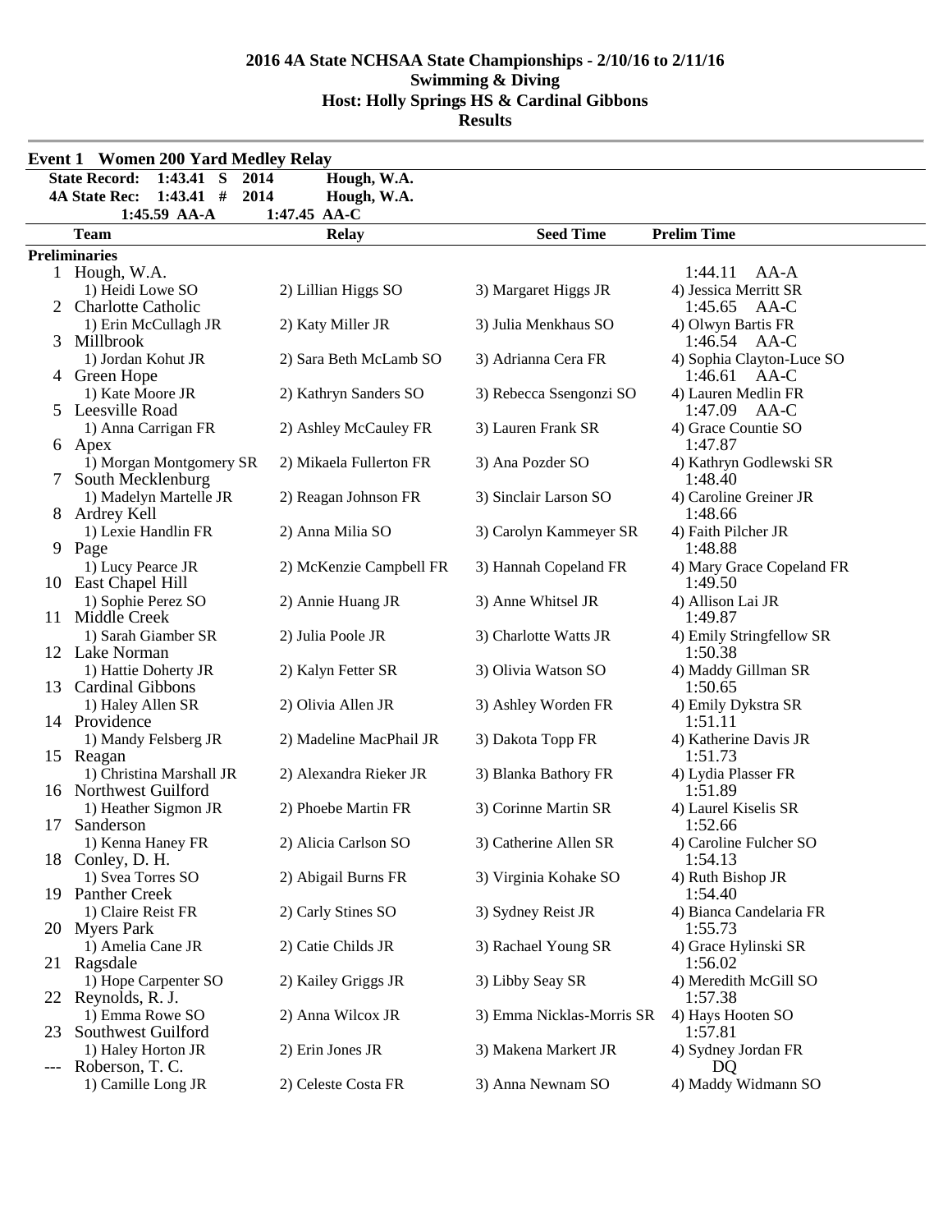## 2016 4A State NCHSAA State Championships - 2/10/16 to 2/11/16
## Swimming & Diving
## Host: Holly Springs HS & Cardinal Gibbons
## Results

### Event 1 Women 200 Yard Medley Relay

**State Record: 1:43.41 S 2014 Hough, W.A.**
**4A State Rec: 1:43.41 # 2014 Hough, W.A.**
**1:45.59 AA-A 1:47.45 AA-C**

| | Team | Relay | Seed Time | Prelim Time |
|---|---|---|---|---|
| **Preliminaries** | | | | |
| 1 | Hough, W.A. | | | 1:44.11 AA-A |
| | 1) Heidi Lowe SO | 2) Lillian Higgs SO | 3) Margaret Higgs JR | 4) Jessica Merritt SR |
| 2 | Charlotte Catholic | | | 1:45.65 AA-C |
| | 1) Erin McCullagh JR | 2) Katy Miller JR | 3) Julia Menkhaus SO | 4) Olwyn Bartis FR |
| 3 | Millbrook | | | 1:46.54 AA-C |
| | 1) Jordan Kohut JR | 2) Sara Beth McLamb SO | 3) Adrianna Cera FR | 4) Sophia Clayton-Luce SO |
| 4 | Green Hope | | | 1:46.61 AA-C |
| | 1) Kate Moore JR | 2) Kathryn Sanders SO | 3) Rebecca Ssengonzi SO | 4) Lauren Medlin FR |
| 5 | Leesville Road | | | 1:47.09 AA-C |
| | 1) Anna Carrigan FR | 2) Ashley McCauley FR | 3) Lauren Frank SR | 4) Grace Countie SO |
| 6 | Apex | | | 1:47.87 |
| | 1) Morgan Montgomery SR | 2) Mikaela Fullerton FR | 3) Ana Pozder SO | 4) Kathryn Godlewski SR |
| 7 | South Mecklenburg | | | 1:48.40 |
| | 1) Madelyn Martelle JR | 2) Reagan Johnson FR | 3) Sinclair Larson SO | 4) Caroline Greiner JR |
| 8 | Ardrey Kell | | | 1:48.66 |
| | 1) Lexie Handlin FR | 2) Anna Milia SO | 3) Carolyn Kammeyer SR | 4) Faith Pilcher JR |
| 9 | Page | | | 1:48.88 |
| | 1) Lucy Pearce JR | 2) McKenzie Campbell FR | 3) Hannah Copeland FR | 4) Mary Grace Copeland FR |
| 10 | East Chapel Hill | | | 1:49.50 |
| | 1) Sophie Perez SO | 2) Annie Huang JR | 3) Anne Whitsel JR | 4) Allison Lai JR |
| 11 | Middle Creek | | | 1:49.87 |
| | 1) Sarah Giamber SR | 2) Julia Poole JR | 3) Charlotte Watts JR | 4) Emily Stringfellow SR |
| 12 | Lake Norman | | | 1:50.38 |
| | 1) Hattie Doherty JR | 2) Kalyn Fetter SR | 3) Olivia Watson SO | 4) Maddy Gillman SR |
| 13 | Cardinal Gibbons | | | 1:50.65 |
| | 1) Haley Allen SR | 2) Olivia Allen JR | 3) Ashley Worden FR | 4) Emily Dykstra SR |
| 14 | Providence | | | 1:51.11 |
| | 1) Mandy Felsberg JR | 2) Madeline MacPhail JR | 3) Dakota Topp FR | 4) Katherine Davis JR |
| 15 | Reagan | | | 1:51.73 |
| | 1) Christina Marshall JR | 2) Alexandra Rieker JR | 3) Blanka Bathory FR | 4) Lydia Plasser FR |
| 16 | Northwest Guilford | | | 1:51.89 |
| | 1) Heather Sigmon JR | 2) Phoebe Martin FR | 3) Corinne Martin SR | 4) Laurel Kiselis SR |
| 17 | Sanderson | | | 1:52.66 |
| | 1) Kenna Haney FR | 2) Alicia Carlson SO | 3) Catherine Allen SR | 4) Caroline Fulcher SO |
| 18 | Conley, D. H. | | | 1:54.13 |
| | 1) Svea Torres SO | 2) Abigail Burns FR | 3) Virginia Kohake SO | 4) Ruth Bishop JR |
| 19 | Panther Creek | | | 1:54.40 |
| | 1) Claire Reist FR | 2) Carly Stines SO | 3) Sydney Reist JR | 4) Bianca Candelaria FR |
| 20 | Myers Park | | | 1:55.73 |
| | 1) Amelia Cane JR | 2) Catie Childs JR | 3) Rachael Young SR | 4) Grace Hylinski SR |
| 21 | Ragsdale | | | 1:56.02 |
| | 1) Hope Carpenter SO | 2) Kailey Griggs JR | 3) Libby Seay SR | 4) Meredith McGill SO |
| 22 | Reynolds, R. J. | | | 1:57.38 |
| | 1) Emma Rowe SO | 2) Anna Wilcox JR | 3) Emma Nicklas-Morris SR | 4) Hays Hooten SO |
| 23 | Southwest Guilford | | | 1:57.81 |
| | 1) Haley Horton JR | 2) Erin Jones JR | 3) Makena Markert JR | 4) Sydney Jordan FR |
| --- | Roberson, T. C. | | | DQ |
| | 1) Camille Long JR | 2) Celeste Costa FR | 3) Anna Newnam SO | 4) Maddy Widmann SO |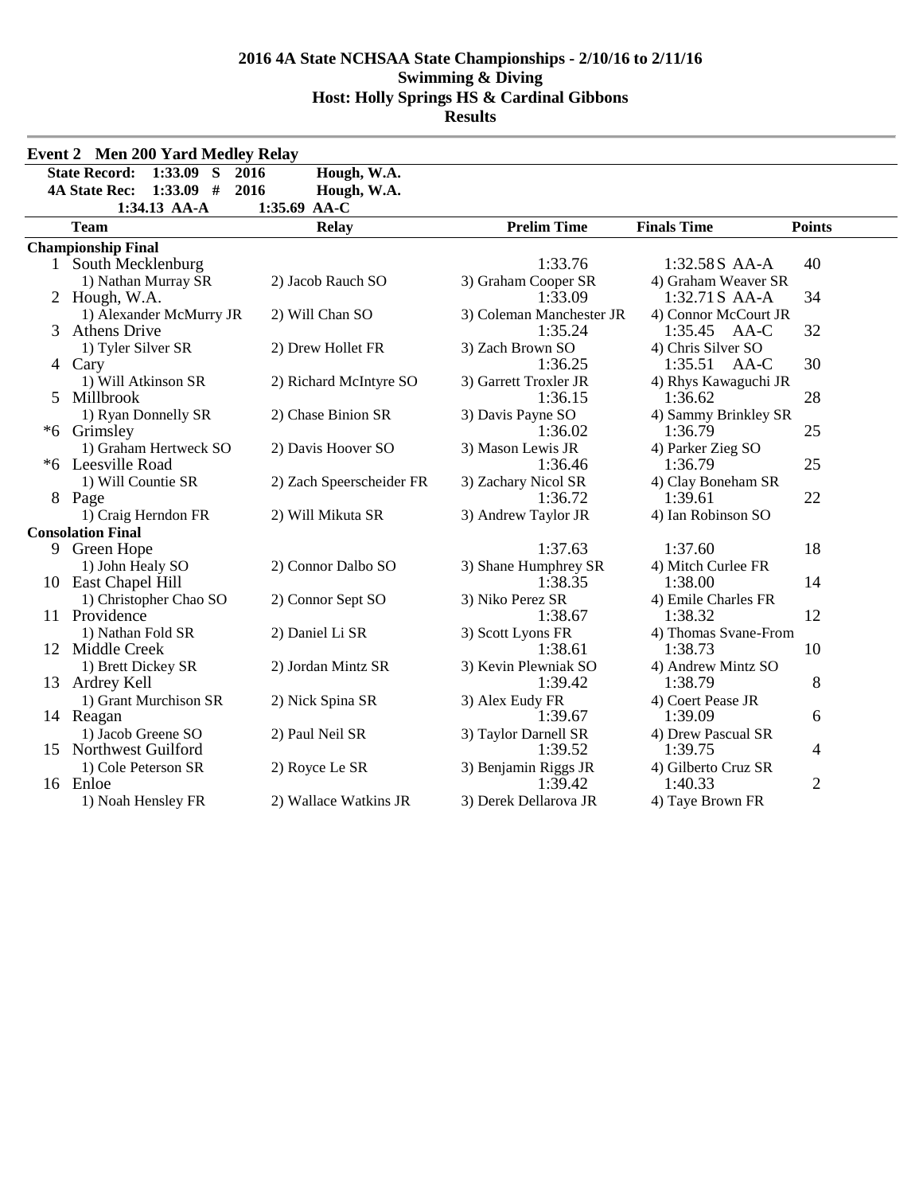# 2016 4A State NCHSAA State Championships - 2/10/16 to 2/11/16
## Swimming & Diving
## Host: Holly Springs HS & Cardinal Gibbons
## Results

### Event 2 Men 200 Yard Medley Relay

**State Record:** 1:33.09 S 2016 Hough, W.A.
**4A State Rec:** 1:33.09 # 2016 Hough, W.A.
1:34.13 AA-A 1:35.69 AA-C

| | Team | Relay | | Prelim Time | Finals Time | Points |
|---|---|---|---|---|---|---|
| **Championship Final** | | | | | | |
| 1 | South Mecklenburg | | | 1:33.76 | 1:32.58 S AA-A | 40 |
| | 1) Nathan Murray SR | 2) Jacob Rauch SO | 3) Graham Cooper SR | 4) Graham Weaver SR | | |
| 2 | Hough, W.A. | | | 1:33.09 | 1:32.71 S AA-A | 34 |
| | 1) Alexander McMurry JR | 2) Will Chan SO | 3) Coleman Manchester JR | 4) Connor McCourt JR | | |
| 3 | Athens Drive | | | 1:35.24 | 1:35.45 AA-C | 32 |
| | 1) Tyler Silver SR | 2) Drew Hollet FR | 3) Zach Brown SO | 4) Chris Silver SO | | |
| 4 | Cary | | | 1:36.25 | 1:35.51 AA-C | 30 |
| | 1) Will Atkinson SR | 2) Richard McIntyre SO | 3) Garrett Troxler JR | 4) Rhys Kawaguchi JR | | |
| 5 | Millbrook | | | 1:36.15 | 1:36.62 | 28 |
| | 1) Ryan Donnelly SR | 2) Chase Binion SR | 3) Davis Payne SO | 4) Sammy Brinkley SR | | |
| *6 | Grimsley | | | 1:36.02 | 1:36.79 | 25 |
| | 1) Graham Hertweck SO | 2) Davis Hoover SO | 3) Mason Lewis JR | 4) Parker Zieg SO | | |
| *6 | Leesville Road | | | 1:36.46 | 1:36.79 | 25 |
| | 1) Will Countie SR | 2) Zach Speerscheider FR | 3) Zachary Nicol SR | 4) Clay Boneham SR | | |
| 8 | Page | | | 1:36.72 | 1:39.61 | 22 |
| | 1) Craig Herndon FR | 2) Will Mikuta SR | 3) Andrew Taylor JR | 4) Ian Robinson SO | | |
| **Consolation Final** | | | | | | |
| 9 | Green Hope | | | 1:37.63 | 1:37.60 | 18 |
| | 1) John Healy SO | 2) Connor Dalbo SO | 3) Shane Humphrey SR | 4) Mitch Curlee FR | | |
| 10 | East Chapel Hill | | | 1:38.35 | 1:38.00 | 14 |
| | 1) Christopher Chao SO | 2) Connor Sept SO | 3) Niko Perez SR | 4) Emile Charles FR | | |
| 11 | Providence | | | 1:38.67 | 1:38.32 | 12 |
| | 1) Nathan Fold SR | 2) Daniel Li SR | 3) Scott Lyons FR | 4) Thomas Svane-From | | |
| 12 | Middle Creek | | | 1:38.61 | 1:38.73 | 10 |
| | 1) Brett Dickey SR | 2) Jordan Mintz SR | 3) Kevin Plewniak SO | 4) Andrew Mintz SO | | |
| 13 | Ardrey Kell | | | 1:39.42 | 1:38.79 | 8 |
| | 1) Grant Murchison SR | 2) Nick Spina SR | 3) Alex Eudy FR | 4) Coert Pease JR | | |
| 14 | Reagan | | | 1:39.67 | 1:39.09 | 6 |
| | 1) Jacob Greene SO | 2) Paul Neil SR | 3) Taylor Darnell SR | 4) Drew Pascual SR | | |
| 15 | Northwest Guilford | | | 1:39.52 | 1:39.75 | 4 |
| | 1) Cole Peterson SR | 2) Royce Le SR | 3) Benjamin Riggs JR | 4) Gilberto Cruz SR | | |
| 16 | Enloe | | | 1:39.42 | 1:40.33 | 2 |
| | 1) Noah Hensley FR | 2) Wallace Watkins JR | 3) Derek Dellarova JR | 4) Taye Brown FR | | |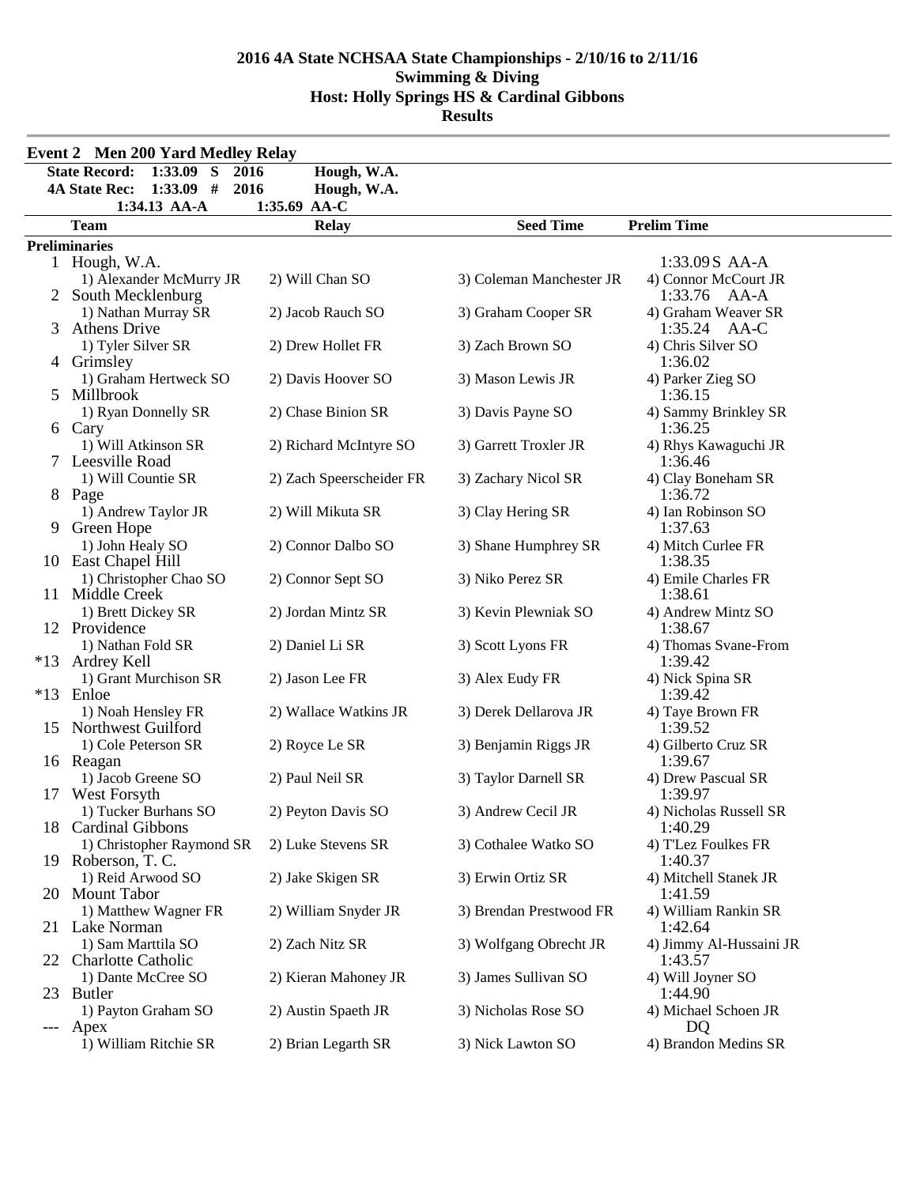# 2016 4A State NCHSAA State Championships - 2/10/16 to 2/11/16
## Swimming & Diving
## Host: Holly Springs HS & Cardinal Gibbons
## Results

### Event 2 Men 200 Yard Medley Relay

| | | | |
|---|---|---|---|
| **State Record:** | **1:33.09 S** | **2016** | **Hough, W.A.** |
| **4A State Rec:** | **1:33.09 #** | **2016** | **Hough, W.A.** |
| | **1:34.13 AA-A** | **1:35.69 AA-C** | |

| | Team | Relay | Seed Time | Prelim Time |
|---|---|---|---|---|
| **Preliminaries** | | | | |
| 1 | Hough, W.A. | | | 1:33.09 S AA-A |
| | 1) Alexander McMurry JR | 2) Will Chan SO | 3) Coleman Manchester JR | 4) Connor McCourt JR |
| 2 | South Mecklenburg | | | 1:33.76 AA-A |
| | 1) Nathan Murray SR | 2) Jacob Rauch SO | 3) Graham Cooper SR | 4) Graham Weaver SR |
| 3 | Athens Drive | | | 1:35.24 AA-C |
| | 1) Tyler Silver SR | 2) Drew Hollet FR | 3) Zach Brown SO | 4) Chris Silver SO |
| 4 | Grimsley | | | 1:36.02 |
| | 1) Graham Hertweck SO | 2) Davis Hoover SO | 3) Mason Lewis JR | 4) Parker Zieg SO |
| 5 | Millbrook | | | 1:36.15 |
| | 1) Ryan Donnelly SR | 2) Chase Binion SR | 3) Davis Payne SO | 4) Sammy Brinkley SR |
| 6 | Cary | | | 1:36.25 |
| | 1) Will Atkinson SR | 2) Richard McIntyre SO | 3) Garrett Troxler JR | 4) Rhys Kawaguchi JR |
| 7 | Leesville Road | | | 1:36.46 |
| | 1) Will Countie SR | 2) Zach Speerscheider FR | 3) Zachary Nicol SR | 4) Clay Boneham SR |
| 8 | Page | | | 1:36.72 |
| | 1) Andrew Taylor JR | 2) Will Mikuta SR | 3) Clay Hering SR | 4) Ian Robinson SO |
| 9 | Green Hope | | | 1:37.63 |
| | 1) John Healy SO | 2) Connor Dalbo SO | 3) Shane Humphrey SR | 4) Mitch Curlee FR |
| 10 | East Chapel Hill | | | 1:38.35 |
| | 1) Christopher Chao SO | 2) Connor Sept SO | 3) Niko Perez SR | 4) Emile Charles FR |
| 11 | Middle Creek | | | 1:38.61 |
| | 1) Brett Dickey SR | 2) Jordan Mintz SR | 3) Kevin Plewniak SO | 4) Andrew Mintz SO |
| 12 | Providence | | | 1:38.67 |
| | 1) Nathan Fold SR | 2) Daniel Li SR | 3) Scott Lyons FR | 4) Thomas Svane-From |
| *13 | Ardrey Kell | | | 1:39.42 |
| | 1) Grant Murchison SR | 2) Jason Lee FR | 3) Alex Eudy FR | 4) Nick Spina SR |
| *13 | Enloe | | | 1:39.42 |
| | 1) Noah Hensley FR | 2) Wallace Watkins JR | 3) Derek Dellarova JR | 4) Taye Brown FR |
| 15 | Northwest Guilford | | | 1:39.52 |
| | 1) Cole Peterson SR | 2) Royce Le SR | 3) Benjamin Riggs JR | 4) Gilberto Cruz SR |
| 16 | Reagan | | | 1:39.67 |
| | 1) Jacob Greene SO | 2) Paul Neil SR | 3) Taylor Darnell SR | 4) Drew Pascual SR |
| 17 | West Forsyth | | | 1:39.97 |
| | 1) Tucker Burhans SO | 2) Peyton Davis SO | 3) Andrew Cecil JR | 4) Nicholas Russell SR |
| 18 | Cardinal Gibbons | | | 1:40.29 |
| | 1) Christopher Raymond SR | 2) Luke Stevens SR | 3) Cothalee Watko SO | 4) T'Lez Foulkes FR |
| 19 | Roberson, T. C. | | | 1:40.37 |
| | 1) Reid Arwood SO | 2) Jake Skigen SR | 3) Erwin Ortiz SR | 4) Mitchell Stanek JR |
| 20 | Mount Tabor | | | 1:41.59 |
| | 1) Matthew Wagner FR | 2) William Snyder JR | 3) Brendan Prestwood FR | 4) William Rankin SR |
| 21 | Lake Norman | | | 1:42.64 |
| | 1) Sam Marttila SO | 2) Zach Nitz SR | 3) Wolfgang Obrecht JR | 4) Jimmy Al-Hussaini JR |
| 22 | Charlotte Catholic | | | 1:43.57 |
| | 1) Dante McCree SO | 2) Kieran Mahoney JR | 3) James Sullivan SO | 4) Will Joyner SO |
| 23 | Butler | | | 1:44.90 |
| | 1) Payton Graham SO | 2) Austin Spaeth JR | 3) Nicholas Rose SO | 4) Michael Schoen JR |
| --- | Apex | | | DQ |
| | 1) William Ritchie SR | 2) Brian Legarth SR | 3) Nick Lawton SO | 4) Brandon Medins SR |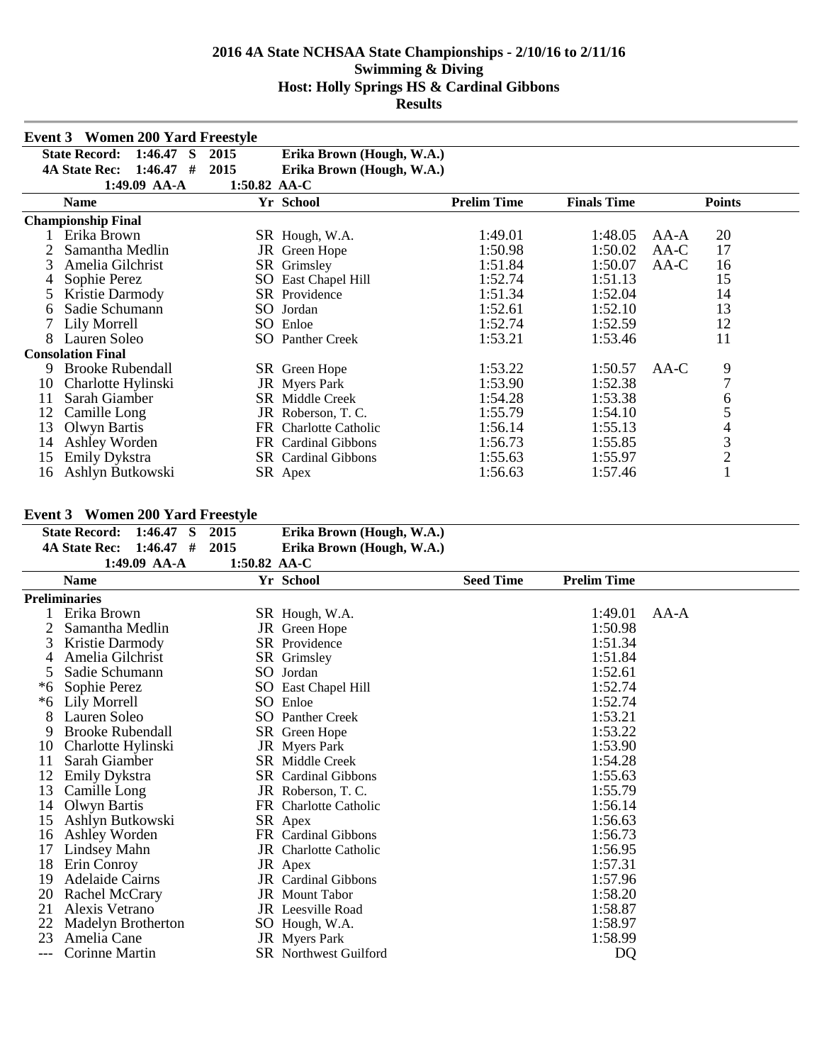# 2016 4A State NCHSAA State Championships - 2/10/16 to 2/11/16
## Swimming & Diving
## Host: Holly Springs HS & Cardinal Gibbons
## Results

### Event 3 Women 200 Yard Freestyle

**State Record:** 1:46.47 S 2015 Erika Brown (Hough, W.A.)
**4A State Rec:** 1:46.47 # 2015 Erika Brown (Hough, W.A.)
1:49.09 AA-A 1:50.82 AA-C

| | Name | Yr | School | Prelim Time | Finals Time | | Points |
|---|---|---|---|---|---|---|---|
| **Championship Final** | | | | | | | |
| 1 | Erika Brown | SR | Hough, W.A. | 1:49.01 | 1:48.05 | AA-A | 20 |
| 2 | Samantha Medlin | JR | Green Hope | 1:50.98 | 1:50.02 | AA-C | 17 |
| 3 | Amelia Gilchrist | SR | Grimsley | 1:51.84 | 1:50.07 | AA-C | 16 |
| 4 | Sophie Perez | SO | East Chapel Hill | 1:52.74 | 1:51.13 | | 15 |
| 5 | Kristie Darmody | SR | Providence | 1:51.34 | 1:52.04 | | 14 |
| 6 | Sadie Schumann | SO | Jordan | 1:52.61 | 1:52.10 | | 13 |
| 7 | Lily Morrell | SO | Enloe | 1:52.74 | 1:52.59 | | 12 |
| 8 | Lauren Soleo | SO | Panther Creek | 1:53.21 | 1:53.46 | | 11 |
| **Consolation Final** | | | | | | | |
| 9 | Brooke Rubendall | SR | Green Hope | 1:53.22 | 1:50.57 | AA-C | 9 |
| 10 | Charlotte Hylinski | JR | Myers Park | 1:53.90 | 1:52.38 | | 7 |
| 11 | Sarah Giamber | SR | Middle Creek | 1:54.28 | 1:53.38 | | 6 |
| 12 | Camille Long | JR | Roberson, T. C. | 1:55.79 | 1:54.10 | | 5 |
| 13 | Olwyn Bartis | FR | Charlotte Catholic | 1:56.14 | 1:55.13 | | 4 |
| 14 | Ashley Worden | FR | Cardinal Gibbons | 1:56.73 | 1:55.85 | | 3 |
| 15 | Emily Dykstra | SR | Cardinal Gibbons | 1:55.63 | 1:55.97 | | 2 |
| 16 | Ashlyn Butkowski | SR | Apex | 1:56.63 | 1:57.46 | | 1 |

### Event 3 Women 200 Yard Freestyle

**State Record:** 1:46.47 S 2015 Erika Brown (Hough, W.A.)
**4A State Rec:** 1:46.47 # 2015 Erika Brown (Hough, W.A.)
1:49.09 AA-A 1:50.82 AA-C

| | Name | Yr | School | Seed Time | Prelim Time | |
|---|---|---|---|---|---|---|
| **Preliminaries** | | | | | | |
| 1 | Erika Brown | SR | Hough, W.A. | | 1:49.01 | AA-A |
| 2 | Samantha Medlin | JR | Green Hope | | 1:50.98 | |
| 3 | Kristie Darmody | SR | Providence | | 1:51.34 | |
| 4 | Amelia Gilchrist | SR | Grimsley | | 1:51.84 | |
| 5 | Sadie Schumann | SO | Jordan | | 1:52.61 | |
| *6 | Sophie Perez | SO | East Chapel Hill | | 1:52.74 | |
| *6 | Lily Morrell | SO | Enloe | | 1:52.74 | |
| 8 | Lauren Soleo | SO | Panther Creek | | 1:53.21 | |
| 9 | Brooke Rubendall | SR | Green Hope | | 1:53.22 | |
| 10 | Charlotte Hylinski | JR | Myers Park | | 1:53.90 | |
| 11 | Sarah Giamber | SR | Middle Creek | | 1:54.28 | |
| 12 | Emily Dykstra | SR | Cardinal Gibbons | | 1:55.63 | |
| 13 | Camille Long | JR | Roberson, T. C. | | 1:55.79 | |
| 14 | Olwyn Bartis | FR | Charlotte Catholic | | 1:56.14 | |
| 15 | Ashlyn Butkowski | SR | Apex | | 1:56.63 | |
| 16 | Ashley Worden | FR | Cardinal Gibbons | | 1:56.73 | |
| 17 | Lindsey Mahn | JR | Charlotte Catholic | | 1:56.95 | |
| 18 | Erin Conroy | JR | Apex | | 1:57.31 | |
| 19 | Adelaide Cairns | JR | Cardinal Gibbons | | 1:57.96 | |
| 20 | Rachel McCrary | JR | Mount Tabor | | 1:58.20 | |
| 21 | Alexis Vetrano | JR | Leesville Road | | 1:58.87 | |
| 22 | Madelyn Brotherton | SO | Hough, W.A. | | 1:58.97 | |
| 23 | Amelia Cane | JR | Myers Park | | 1:58.99 | |
| --- | Corinne Martin | SR | Northwest Guilford | | DQ | |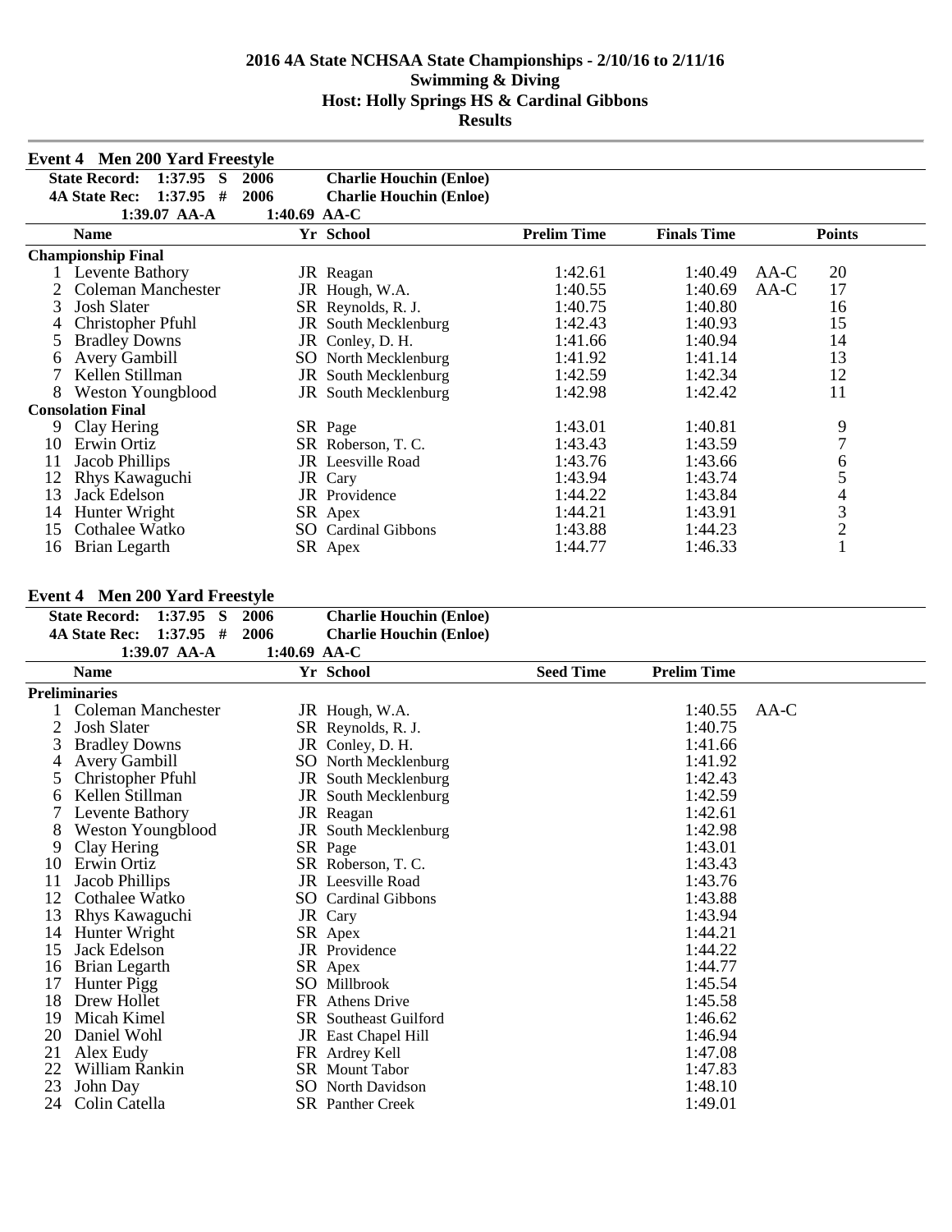# 2016 4A State NCHSAA State Championships - 2/10/16 to 2/11/16
## Swimming & Diving
## Host: Holly Springs HS & Cardinal Gibbons
## Results

### Event 4 Men 200 Yard Freestyle

**State Record: 1:37.95 S 2006 Charlie Houchin (Enloe)**
**4A State Rec: 1:37.95 # 2006 Charlie Houchin (Enloe)**
**1:39.07 AA-A 1:40.69 AA-C**

| | Name | Yr | School | Prelim Time | Finals Time | | Points |
|---|---|---|---|---|---|---|---|
| **Championship Final** | | | | | | | |
| 1 | Levente Bathory | JR | Reagan | 1:42.61 | 1:40.49 | AA-C | 20 |
| 2 | Coleman Manchester | JR | Hough, W.A. | 1:40.55 | 1:40.69 | AA-C | 17 |
| 3 | Josh Slater | SR | Reynolds, R. J. | 1:40.75 | 1:40.80 | | 16 |
| 4 | Christopher Pfuhl | JR | South Mecklenburg | 1:42.43 | 1:40.93 | | 15 |
| 5 | Bradley Downs | JR | Conley, D. H. | 1:41.66 | 1:40.94 | | 14 |
| 6 | Avery Gambill | SO | North Mecklenburg | 1:41.92 | 1:41.14 | | 13 |
| 7 | Kellen Stillman | JR | South Mecklenburg | 1:42.59 | 1:42.34 | | 12 |
| 8 | Weston Youngblood | JR | South Mecklenburg | 1:42.98 | 1:42.42 | | 11 |
| **Consolation Final** | | | | | | | |
| 9 | Clay Hering | SR | Page | 1:43.01 | 1:40.81 | | 9 |
| 10 | Erwin Ortiz | SR | Roberson, T. C. | 1:43.43 | 1:43.59 | | 7 |
| 11 | Jacob Phillips | JR | Leesville Road | 1:43.76 | 1:43.66 | | 6 |
| 12 | Rhys Kawaguchi | JR | Cary | 1:43.94 | 1:43.74 | | 5 |
| 13 | Jack Edelson | JR | Providence | 1:44.22 | 1:43.84 | | 4 |
| 14 | Hunter Wright | SR | Apex | 1:44.21 | 1:43.91 | | 3 |
| 15 | Cothalee Watko | SO | Cardinal Gibbons | 1:43.88 | 1:44.23 | | 2 |
| 16 | Brian Legarth | SR | Apex | 1:44.77 | 1:46.33 | | 1 |

### Event 4 Men 200 Yard Freestyle

**State Record: 1:37.95 S 2006 Charlie Houchin (Enloe)**
**4A State Rec: 1:37.95 # 2006 Charlie Houchin (Enloe)**
**1:39.07 AA-A 1:40.69 AA-C**

| | Name | Yr | School | Seed Time | Prelim Time | |
|---|---|---|---|---|---|---|
| **Preliminaries** | | | | | | |
| 1 | Coleman Manchester | JR | Hough, W.A. | | 1:40.55 | AA-C |
| 2 | Josh Slater | SR | Reynolds, R. J. | | 1:40.75 | |
| 3 | Bradley Downs | JR | Conley, D. H. | | 1:41.66 | |
| 4 | Avery Gambill | SO | North Mecklenburg | | 1:41.92 | |
| 5 | Christopher Pfuhl | JR | South Mecklenburg | | 1:42.43 | |
| 6 | Kellen Stillman | JR | South Mecklenburg | | 1:42.59 | |
| 7 | Levente Bathory | JR | Reagan | | 1:42.61 | |
| 8 | Weston Youngblood | JR | South Mecklenburg | | 1:42.98 | |
| 9 | Clay Hering | SR | Page | | 1:43.01 | |
| 10 | Erwin Ortiz | SR | Roberson, T. C. | | 1:43.43 | |
| 11 | Jacob Phillips | JR | Leesville Road | | 1:43.76 | |
| 12 | Cothalee Watko | SO | Cardinal Gibbons | | 1:43.88 | |
| 13 | Rhys Kawaguchi | JR | Cary | | 1:43.94 | |
| 14 | Hunter Wright | SR | Apex | | 1:44.21 | |
| 15 | Jack Edelson | JR | Providence | | 1:44.22 | |
| 16 | Brian Legarth | SR | Apex | | 1:44.77 | |
| 17 | Hunter Pigg | SO | Millbrook | | 1:45.54 | |
| 18 | Drew Hollet | FR | Athens Drive | | 1:45.58 | |
| 19 | Micah Kimel | SR | Southeast Guilford | | 1:46.62 | |
| 20 | Daniel Wohl | JR | East Chapel Hill | | 1:46.94 | |
| 21 | Alex Eudy | FR | Ardrey Kell | | 1:47.08 | |
| 22 | William Rankin | SR | Mount Tabor | | 1:47.83 | |
| 23 | John Day | SO | North Davidson | | 1:48.10 | |
| 24 | Colin Catella | SR | Panther Creek | | 1:49.01 | |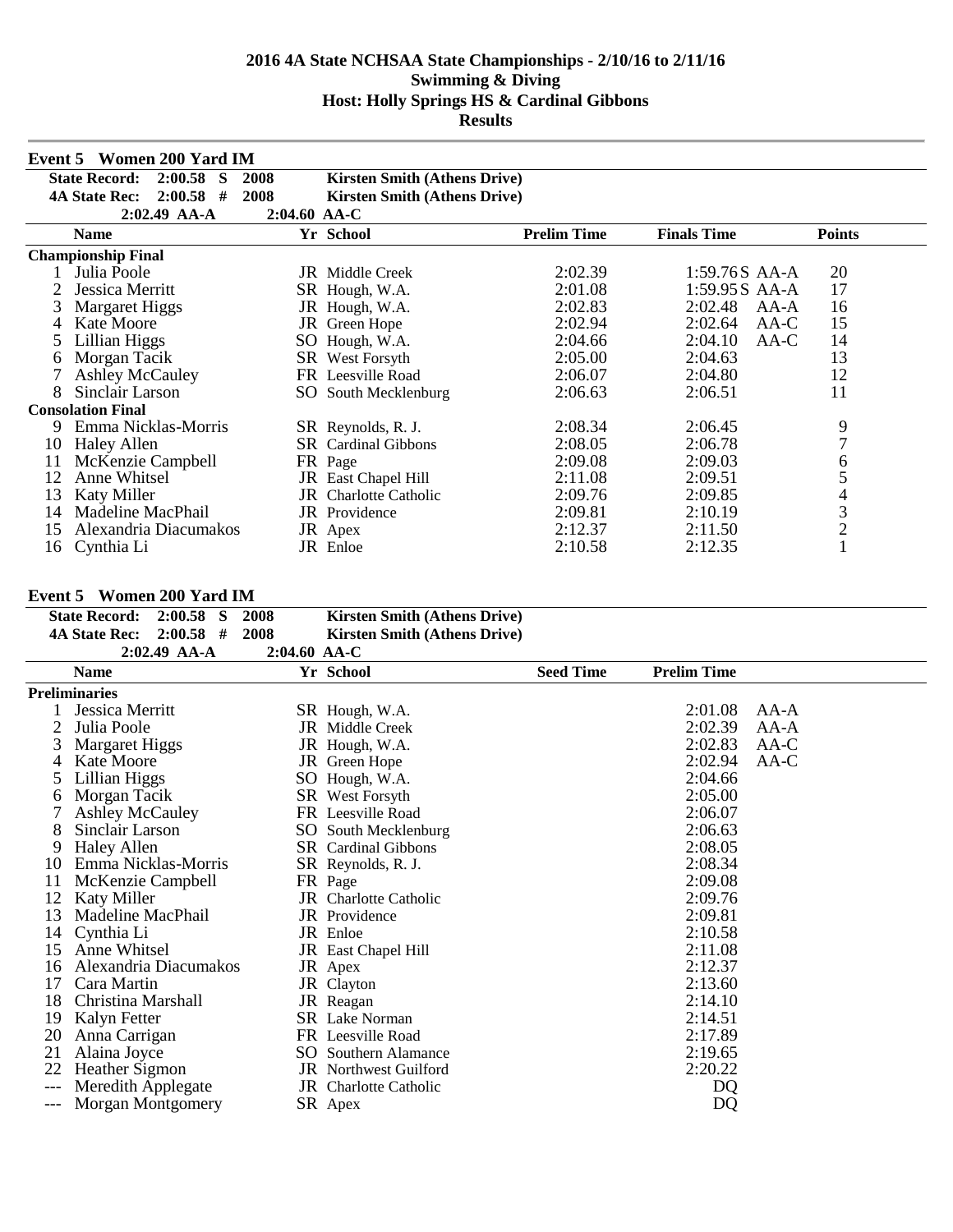# 2016 4A State NCHSAA State Championships - 2/10/16 to 2/11/16
## Swimming & Diving
## Host: Holly Springs HS & Cardinal Gibbons
## Results

### Event 5 Women 200 Yard IM

| | | | |
|---|---|---|---|
| **State Record:** | **2:00.58 S** | **2008** | **Kirsten Smith (Athens Drive)** |
| **4A State Rec:** | **2:00.58 #** | **2008** | **Kirsten Smith (Athens Drive)** |
| | **2:02.49 AA-A** | **2:04.60 AA-C** | |

| | Name | Yr | School | Prelim Time | Finals Time | | Points |
|---|---|---|---|---|---|---|---|
| **Championship Final** | | | | | | | |
| 1 | Julia Poole | JR | Middle Creek | 2:02.39 | 1:59.76 S | AA-A | 20 |
| 2 | Jessica Merritt | SR | Hough, W.A. | 2:01.08 | 1:59.95 S | AA-A | 17 |
| 3 | Margaret Higgs | JR | Hough, W.A. | 2:02.83 | 2:02.48 | AA-A | 16 |
| 4 | Kate Moore | JR | Green Hope | 2:02.94 | 2:02.64 | AA-C | 15 |
| 5 | Lillian Higgs | SO | Hough, W.A. | 2:04.66 | 2:04.10 | AA-C | 14 |
| 6 | Morgan Tacik | SR | West Forsyth | 2:05.00 | 2:04.63 | | 13 |
| 7 | Ashley McCauley | FR | Leesville Road | 2:06.07 | 2:04.80 | | 12 |
| 8 | Sinclair Larson | SO | South Mecklenburg | 2:06.63 | 2:06.51 | | 11 |
| **Consolation Final** | | | | | | | |
| 9 | Emma Nicklas-Morris | SR | Reynolds, R. J. | 2:08.34 | 2:06.45 | | 9 |
| 10 | Haley Allen | SR | Cardinal Gibbons | 2:08.05 | 2:06.78 | | 7 |
| 11 | McKenzie Campbell | FR | Page | 2:09.08 | 2:09.03 | | 6 |
| 12 | Anne Whitsel | JR | East Chapel Hill | 2:11.08 | 2:09.51 | | 5 |
| 13 | Katy Miller | JR | Charlotte Catholic | 2:09.76 | 2:09.85 | | 4 |
| 14 | Madeline MacPhail | JR | Providence | 2:09.81 | 2:10.19 | | 3 |
| 15 | Alexandria Diacumakos | JR | Apex | 2:12.37 | 2:11.50 | | 2 |
| 16 | Cynthia Li | JR | Enloe | 2:10.58 | 2:12.35 | | 1 |

### Event 5 Women 200 Yard IM

| | | | |
|---|---|---|---|
| **State Record:** | **2:00.58 S** | **2008** | **Kirsten Smith (Athens Drive)** |
| **4A State Rec:** | **2:00.58 #** | **2008** | **Kirsten Smith (Athens Drive)** |
| | **2:02.49 AA-A** | **2:04.60 AA-C** | |

| | Name | Yr | School | Seed Time | Prelim Time | |
|---|---|---|---|---|---|---|
| **Preliminaries** | | | | | | |
| 1 | Jessica Merritt | SR | Hough, W.A. | | 2:01.08 | AA-A |
| 2 | Julia Poole | JR | Middle Creek | | 2:02.39 | AA-A |
| 3 | Margaret Higgs | JR | Hough, W.A. | | 2:02.83 | AA-C |
| 4 | Kate Moore | JR | Green Hope | | 2:02.94 | AA-C |
| 5 | Lillian Higgs | SO | Hough, W.A. | | 2:04.66 | |
| 6 | Morgan Tacik | SR | West Forsyth | | 2:05.00 | |
| 7 | Ashley McCauley | FR | Leesville Road | | 2:06.07 | |
| 8 | Sinclair Larson | SO | South Mecklenburg | | 2:06.63 | |
| 9 | Haley Allen | SR | Cardinal Gibbons | | 2:08.05 | |
| 10 | Emma Nicklas-Morris | SR | Reynolds, R. J. | | 2:08.34 | |
| 11 | McKenzie Campbell | FR | Page | | 2:09.08 | |
| 12 | Katy Miller | JR | Charlotte Catholic | | 2:09.76 | |
| 13 | Madeline MacPhail | JR | Providence | | 2:09.81 | |
| 14 | Cynthia Li | JR | Enloe | | 2:10.58 | |
| 15 | Anne Whitsel | JR | East Chapel Hill | | 2:11.08 | |
| 16 | Alexandria Diacumakos | JR | Apex | | 2:12.37 | |
| 17 | Cara Martin | JR | Clayton | | 2:13.60 | |
| 18 | Christina Marshall | JR | Reagan | | 2:14.10 | |
| 19 | Kalyn Fetter | SR | Lake Norman | | 2:14.51 | |
| 20 | Anna Carrigan | FR | Leesville Road | | 2:17.89 | |
| 21 | Alaina Joyce | SO | Southern Alamance | | 2:19.65 | |
| 22 | Heather Sigmon | JR | Northwest Guilford | | 2:20.22 | |
| --- | Meredith Applegate | JR | Charlotte Catholic | | DQ | |
| --- | Morgan Montgomery | SR | Apex | | DQ | |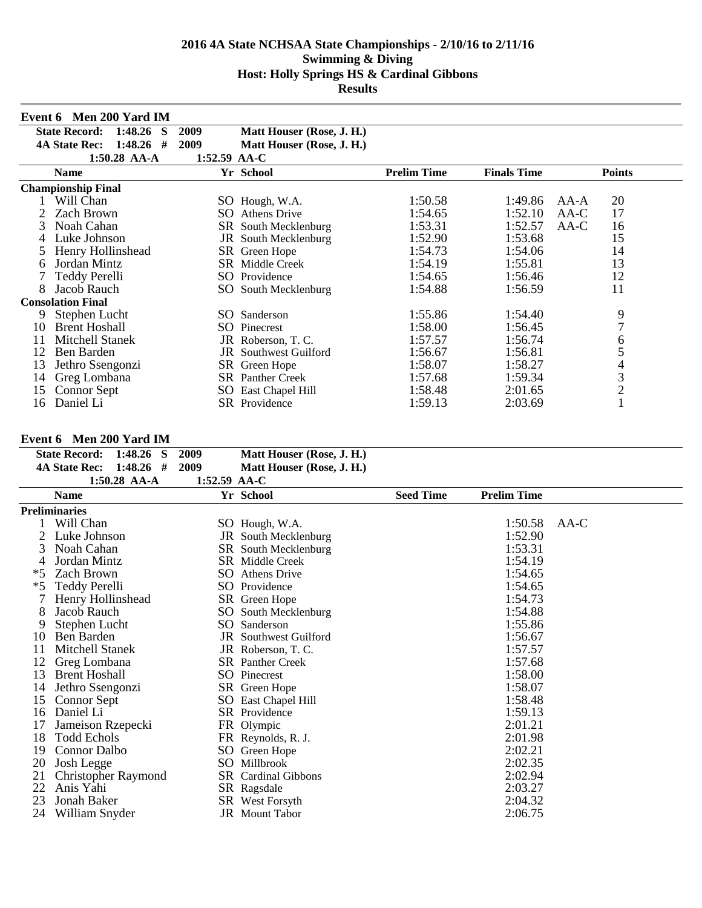# 2016 4A State NCHSAA State Championships - 2/10/16 to 2/11/16
## Swimming & Diving
## Host: Holly Springs HS & Cardinal Gibbons
## Results

### Event 6 Men 200 Yard IM

| | | | |
|---|---|---|---|
| State Record: | 1:48.26 S | 2009 | Matt Houser (Rose, J. H.) |
| 4A State Rec: | 1:48.26 # | 2009 | Matt Houser (Rose, J. H.) |
| | 1:50.28 AA-A | 1:52.59 AA-C | |

| | Name | Yr | School | Prelim Time | Finals Time | | Points |
|---|---|---|---|---|---|---|---|
| **Championship Final** | | | | | | | |
| 1 | Will Chan | SO | Hough, W.A. | 1:50.58 | 1:49.86 | AA-A | 20 |
| 2 | Zach Brown | SO | Athens Drive | 1:54.65 | 1:52.10 | AA-C | 17 |
| 3 | Noah Cahan | SR | South Mecklenburg | 1:53.31 | 1:52.57 | AA-C | 16 |
| 4 | Luke Johnson | JR | South Mecklenburg | 1:52.90 | 1:53.68 | | 15 |
| 5 | Henry Hollinshead | SR | Green Hope | 1:54.73 | 1:54.06 | | 14 |
| 6 | Jordan Mintz | SR | Middle Creek | 1:54.19 | 1:55.81 | | 13 |
| 7 | Teddy Perelli | SO | Providence | 1:54.65 | 1:56.46 | | 12 |
| 8 | Jacob Rauch | SO | South Mecklenburg | 1:54.88 | 1:56.59 | | 11 |
| **Consolation Final** | | | | | | | |
| 9 | Stephen Lucht | SO | Sanderson | 1:55.86 | 1:54.40 | | 9 |
| 10 | Brent Hoshall | SO | Pinecrest | 1:58.00 | 1:56.45 | | 7 |
| 11 | Mitchell Stanek | JR | Roberson, T. C. | 1:57.57 | 1:56.74 | | 6 |
| 12 | Ben Barden | JR | Southwest Guilford | 1:56.67 | 1:56.81 | | 5 |
| 13 | Jethro Ssengonzi | SR | Green Hope | 1:58.07 | 1:58.27 | | 4 |
| 14 | Greg Lombana | SR | Panther Creek | 1:57.68 | 1:59.34 | | 3 |
| 15 | Connor Sept | SO | East Chapel Hill | 1:58.48 | 2:01.65 | | 2 |
| 16 | Daniel Li | SR | Providence | 1:59.13 | 2:03.69 | | 1 |

### Event 6 Men 200 Yard IM

| | | | |
|---|---|---|---|
| State Record: | 1:48.26 S | 2009 | Matt Houser (Rose, J. H.) |
| 4A State Rec: | 1:48.26 # | 2009 | Matt Houser (Rose, J. H.) |
| | 1:50.28 AA-A | 1:52.59 AA-C | |

| | Name | Yr | School | Seed Time | Prelim Time | |
|---|---|---|---|---|---|---|
| **Preliminaries** | | | | | | |
| 1 | Will Chan | SO | Hough, W.A. | | 1:50.58 | AA-C |
| 2 | Luke Johnson | JR | South Mecklenburg | | 1:52.90 | |
| 3 | Noah Cahan | SR | South Mecklenburg | | 1:53.31 | |
| 4 | Jordan Mintz | SR | Middle Creek | | 1:54.19 | |
| *5 | Zach Brown | SO | Athens Drive | | 1:54.65 | |
| *5 | Teddy Perelli | SO | Providence | | 1:54.65 | |
| 7 | Henry Hollinshead | SR | Green Hope | | 1:54.73 | |
| 8 | Jacob Rauch | SO | South Mecklenburg | | 1:54.88 | |
| 9 | Stephen Lucht | SO | Sanderson | | 1:55.86 | |
| 10 | Ben Barden | JR | Southwest Guilford | | 1:56.67 | |
| 11 | Mitchell Stanek | JR | Roberson, T. C. | | 1:57.57 | |
| 12 | Greg Lombana | SR | Panther Creek | | 1:57.68 | |
| 13 | Brent Hoshall | SO | Pinecrest | | 1:58.00 | |
| 14 | Jethro Ssengonzi | SR | Green Hope | | 1:58.07 | |
| 15 | Connor Sept | SO | East Chapel Hill | | 1:58.48 | |
| 16 | Daniel Li | SR | Providence | | 1:59.13 | |
| 17 | Jameison Rzepecki | FR | Olympic | | 2:01.21 | |
| 18 | Todd Echols | FR | Reynolds, R. J. | | 2:01.98 | |
| 19 | Connor Dalbo | SO | Green Hope | | 2:02.21 | |
| 20 | Josh Legge | SO | Millbrook | | 2:02.35 | |
| 21 | Christopher Raymond | SR | Cardinal Gibbons | | 2:02.94 | |
| 22 | Anis Yahi | SR | Ragsdale | | 2:03.27 | |
| 23 | Jonah Baker | SR | West Forsyth | | 2:04.32 | |
| 24 | William Snyder | JR | Mount Tabor | | 2:06.75 | |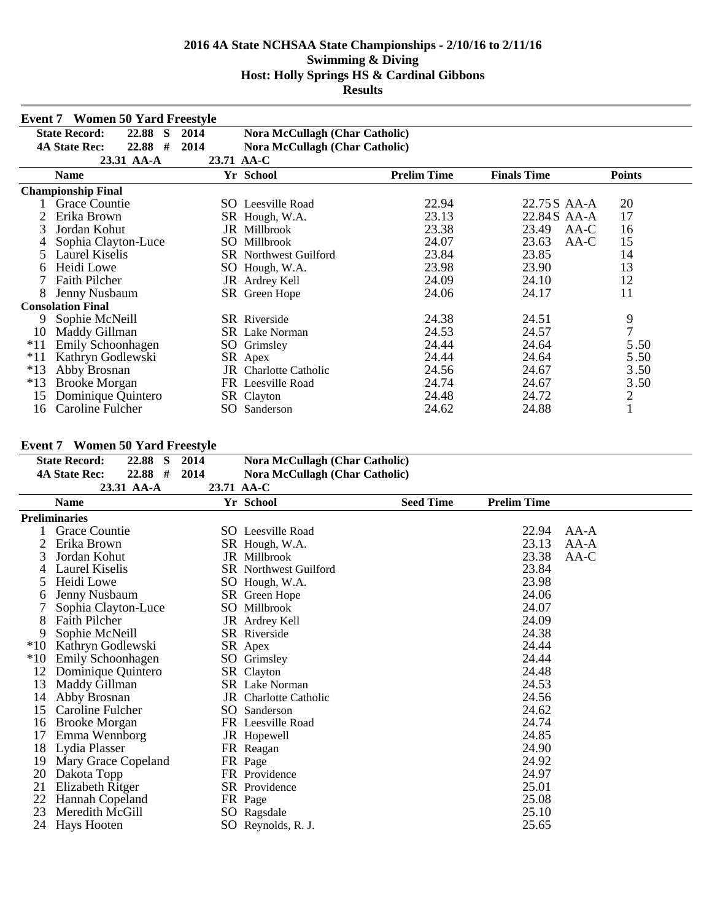# 2016 4A State NCHSAA State Championships - 2/10/16 to 2/11/16
## Swimming & Diving
## Host: Holly Springs HS & Cardinal Gibbons
## Results

### Event 7 Women 50 Yard Freestyle

**State Record:** 22.88 S 2014 Nora McCullagh (Char Catholic)
**4A State Rec:** 22.88 # 2014 Nora McCullagh (Char Catholic)
23.31 AA-A 23.71 AA-C

| | Name | Yr | School | Prelim Time | Finals Time | | Points |
|---|---|---|---|---|---|---|---|
| **Championship Final** | | | | | | | |
| 1 | Grace Countie | SO | Leesville Road | 22.94 | 22.75 S | AA-A | 20 |
| 2 | Erika Brown | SR | Hough, W.A. | 23.13 | 22.84 S | AA-A | 17 |
| 3 | Jordan Kohut | JR | Millbrook | 23.38 | 23.49 | AA-C | 16 |
| 4 | Sophia Clayton-Luce | SO | Millbrook | 24.07 | 23.63 | AA-C | 15 |
| 5 | Laurel Kiselis | SR | Northwest Guilford | 23.84 | 23.85 | | 14 |
| 6 | Heidi Lowe | SO | Hough, W.A. | 23.98 | 23.90 | | 13 |
| 7 | Faith Pilcher | JR | Ardrey Kell | 24.09 | 24.10 | | 12 |
| 8 | Jenny Nusbaum | SR | Green Hope | 24.06 | 24.17 | | 11 |
| **Consolation Final** | | | | | | | |
| 9 | Sophie McNeill | SR | Riverside | 24.38 | 24.51 | | 9 |
| 10 | Maddy Gillman | SR | Lake Norman | 24.53 | 24.57 | | 7 |
| *11 | Emily Schoonhagen | SO | Grimsley | 24.44 | 24.64 | | 5.50 |
| *11 | Kathryn Godlewski | SR | Apex | 24.44 | 24.64 | | 5.50 |
| *13 | Abby Brosnan | JR | Charlotte Catholic | 24.56 | 24.67 | | 3.50 |
| *13 | Brooke Morgan | FR | Leesville Road | 24.74 | 24.67 | | 3.50 |
| 15 | Dominique Quintero | SR | Clayton | 24.48 | 24.72 | | 2 |
| 16 | Caroline Fulcher | SO | Sanderson | 24.62 | 24.88 | | 1 |

### Event 7 Women 50 Yard Freestyle

**State Record:** 22.88 S 2014 Nora McCullagh (Char Catholic)
**4A State Rec:** 22.88 # 2014 Nora McCullagh (Char Catholic)
23.31 AA-A 23.71 AA-C

| | Name | Yr | School | Seed Time | Prelim Time | |
|---|---|---|---|---|---|---|
| **Preliminaries** | | | | | | |
| 1 | Grace Countie | SO | Leesville Road | | 22.94 | AA-A |
| 2 | Erika Brown | SR | Hough, W.A. | | 23.13 | AA-A |
| 3 | Jordan Kohut | JR | Millbrook | | 23.38 | AA-C |
| 4 | Laurel Kiselis | SR | Northwest Guilford | | 23.84 | |
| 5 | Heidi Lowe | SO | Hough, W.A. | | 23.98 | |
| 6 | Jenny Nusbaum | SR | Green Hope | | 24.06 | |
| 7 | Sophia Clayton-Luce | SO | Millbrook | | 24.07 | |
| 8 | Faith Pilcher | JR | Ardrey Kell | | 24.09 | |
| 9 | Sophie McNeill | SR | Riverside | | 24.38 | |
| *10 | Kathryn Godlewski | SR | Apex | | 24.44 | |
| *10 | Emily Schoonhagen | SO | Grimsley | | 24.44 | |
| 12 | Dominique Quintero | SR | Clayton | | 24.48 | |
| 13 | Maddy Gillman | SR | Lake Norman | | 24.53 | |
| 14 | Abby Brosnan | JR | Charlotte Catholic | | 24.56 | |
| 15 | Caroline Fulcher | SO | Sanderson | | 24.62 | |
| 16 | Brooke Morgan | FR | Leesville Road | | 24.74 | |
| 17 | Emma Wennborg | JR | Hopewell | | 24.85 | |
| 18 | Lydia Plasser | FR | Reagan | | 24.90 | |
| 19 | Mary Grace Copeland | FR | Page | | 24.92 | |
| 20 | Dakota Topp | FR | Providence | | 24.97 | |
| 21 | Elizabeth Ritger | SR | Providence | | 25.01 | |
| 22 | Hannah Copeland | FR | Page | | 25.08 | |
| 23 | Meredith McGill | SO | Ragsdale | | 25.10 | |
| 24 | Hays Hooten | SO | Reynolds, R. J. | | 25.65 | |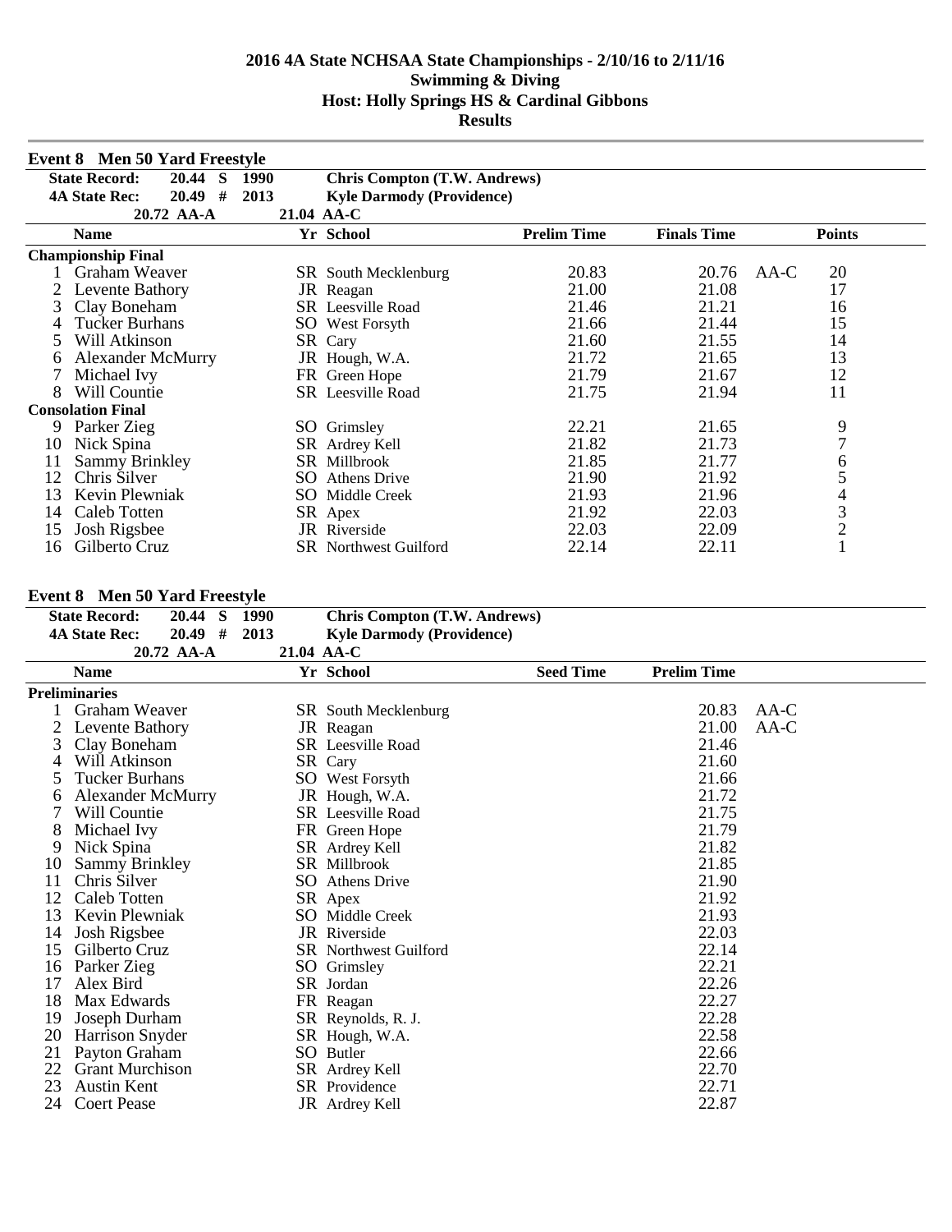# 2016 4A State NCHSAA State Championships - 2/10/16 to 2/11/16
## Swimming & Diving
## Host: Holly Springs HS & Cardinal Gibbons
## Results

### Event 8 Men 50 Yard Freestyle

**State Record:** 20.44 S 1990 Chris Compton (T.W. Andrews)
**4A State Rec:** 20.49 # 2013 Kyle Darmody (Providence)
20.72 AA-A 21.04 AA-C

| | Name | Yr | School | Prelim Time | Finals Time | | Points |
|---|---|---|---|---|---|---|---|
| **Championship Final** | | | | | | | |
| 1 | Graham Weaver | SR | South Mecklenburg | 20.83 | 20.76 | AA-C | 20 |
| 2 | Levente Bathory | JR | Reagan | 21.00 | 21.08 | | 17 |
| 3 | Clay Boneham | SR | Leesville Road | 21.46 | 21.21 | | 16 |
| 4 | Tucker Burhans | SO | West Forsyth | 21.66 | 21.44 | | 15 |
| 5 | Will Atkinson | SR | Cary | 21.60 | 21.55 | | 14 |
| 6 | Alexander McMurry | JR | Hough, W.A. | 21.72 | 21.65 | | 13 |
| 7 | Michael Ivy | FR | Green Hope | 21.79 | 21.67 | | 12 |
| 8 | Will Countie | SR | Leesville Road | 21.75 | 21.94 | | 11 |
| **Consolation Final** | | | | | | | |
| 9 | Parker Zieg | SO | Grimsley | 22.21 | 21.65 | | 9 |
| 10 | Nick Spina | SR | Ardrey Kell | 21.82 | 21.73 | | 7 |
| 11 | Sammy Brinkley | SR | Millbrook | 21.85 | 21.77 | | 6 |
| 12 | Chris Silver | SO | Athens Drive | 21.90 | 21.92 | | 5 |
| 13 | Kevin Plewniak | SO | Middle Creek | 21.93 | 21.96 | | 4 |
| 14 | Caleb Totten | SR | Apex | 21.92 | 22.03 | | 3 |
| 15 | Josh Rigsbee | JR | Riverside | 22.03 | 22.09 | | 2 |
| 16 | Gilberto Cruz | SR | Northwest Guilford | 22.14 | 22.11 | | 1 |

### Event 8 Men 50 Yard Freestyle

**State Record:** 20.44 S 1990 Chris Compton (T.W. Andrews)
**4A State Rec:** 20.49 # 2013 Kyle Darmody (Providence)
20.72 AA-A 21.04 AA-C

| | Name | Yr | School | Seed Time | Prelim Time | |
|---|---|---|---|---|---|---|
| **Preliminaries** | | | | | | |
| 1 | Graham Weaver | SR | South Mecklenburg | | 20.83 | AA-C |
| 2 | Levente Bathory | JR | Reagan | | 21.00 | AA-C |
| 3 | Clay Boneham | SR | Leesville Road | | 21.46 | |
| 4 | Will Atkinson | SR | Cary | | 21.60 | |
| 5 | Tucker Burhans | SO | West Forsyth | | 21.66 | |
| 6 | Alexander McMurry | JR | Hough, W.A. | | 21.72 | |
| 7 | Will Countie | SR | Leesville Road | | 21.75 | |
| 8 | Michael Ivy | FR | Green Hope | | 21.79 | |
| 9 | Nick Spina | SR | Ardrey Kell | | 21.82 | |
| 10 | Sammy Brinkley | SR | Millbrook | | 21.85 | |
| 11 | Chris Silver | SO | Athens Drive | | 21.90 | |
| 12 | Caleb Totten | SR | Apex | | 21.92 | |
| 13 | Kevin Plewniak | SO | Middle Creek | | 21.93 | |
| 14 | Josh Rigsbee | JR | Riverside | | 22.03 | |
| 15 | Gilberto Cruz | SR | Northwest Guilford | | 22.14 | |
| 16 | Parker Zieg | SO | Grimsley | | 22.21 | |
| 17 | Alex Bird | SR | Jordan | | 22.26 | |
| 18 | Max Edwards | FR | Reagan | | 22.27 | |
| 19 | Joseph Durham | SR | Reynolds, R. J. | | 22.28 | |
| 20 | Harrison Snyder | SR | Hough, W.A. | | 22.58 | |
| 21 | Payton Graham | SO | Butler | | 22.66 | |
| 22 | Grant Murchison | SR | Ardrey Kell | | 22.70 | |
| 23 | Austin Kent | SR | Providence | | 22.71 | |
| 24 | Coert Pease | JR | Ardrey Kell | | 22.87 | |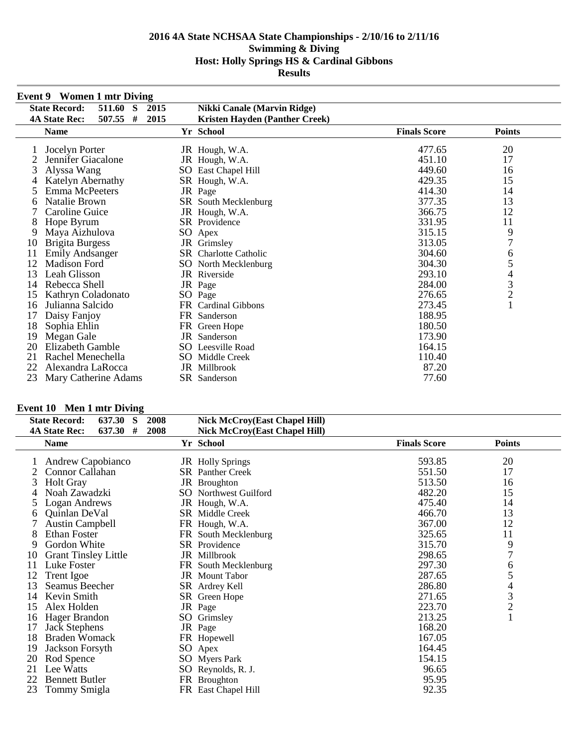# 2016 4A State NCHSAA State Championships - 2/10/16 to 2/11/16
## Swimming & Diving
## Host: Holly Springs HS & Cardinal Gibbons
## Results

### Event 9 Women 1 mtr Diving

**State Record:** 511.60 S 2015 **Nikki Canale (Marvin Ridge)**
**4A State Rec:** 507.55 # 2015 **Kristen Hayden (Panther Creek)**

| | Name | Yr | School | Finals Score | Points |
|---|---|---|---|---|---|
| 1 | Jocelyn Porter | JR | Hough, W.A. | 477.65 | 20 |
| 2 | Jennifer Giacalone | JR | Hough, W.A. | 451.10 | 17 |
| 3 | Alyssa Wang | SO | East Chapel Hill | 449.60 | 16 |
| 4 | Katelyn Abernathy | SR | Hough, W.A. | 429.35 | 15 |
| 5 | Emma McPeeters | JR | Page | 414.30 | 14 |
| 6 | Natalie Brown | SR | South Mecklenburg | 377.35 | 13 |
| 7 | Caroline Guice | JR | Hough, W.A. | 366.75 | 12 |
| 8 | Hope Byrum | SR | Providence | 331.95 | 11 |
| 9 | Maya Aizhulova | SO | Apex | 315.15 | 9 |
| 10 | Brigita Burgess | JR | Grimsley | 313.05 | 7 |
| 11 | Emily Andsanger | SR | Charlotte Catholic | 304.60 | 6 |
| 12 | Madison Ford | SO | North Mecklenburg | 304.30 | 5 |
| 13 | Leah Glisson | JR | Riverside | 293.10 | 4 |
| 14 | Rebecca Shell | JR | Page | 284.00 | 3 |
| 15 | Kathryn Coladonato | SO | Page | 276.65 | 2 |
| 16 | Julianna Salcido | FR | Cardinal Gibbons | 273.45 | 1 |
| 17 | Daisy Fanjoy | FR | Sanderson | 188.95 | |
| 18 | Sophia Ehlin | FR | Green Hope | 180.50 | |
| 19 | Megan Gale | JR | Sanderson | 173.90 | |
| 20 | Elizabeth Gamble | SO | Leesville Road | 164.15 | |
| 21 | Rachel Menechella | SO | Middle Creek | 110.40 | |
| 22 | Alexandra LaRocca | JR | Millbrook | 87.20 | |
| 23 | Mary Catherine Adams | SR | Sanderson | 77.60 | |

### Event 10 Men 1 mtr Diving

**State Record:** 637.30 S 2008 **Nick McCroy(East Chapel Hill)**
**4A State Rec:** 637.30 # 2008 **Nick McCroy(East Chapel Hill)**

| | Name | Yr | School | Finals Score | Points |
|---|---|---|---|---|---|
| 1 | Andrew Capobianco | JR | Holly Springs | 593.85 | 20 |
| 2 | Connor Callahan | SR | Panther Creek | 551.50 | 17 |
| 3 | Holt Gray | JR | Broughton | 513.50 | 16 |
| 4 | Noah Zawadzki | SO | Northwest Guilford | 482.20 | 15 |
| 5 | Logan Andrews | JR | Hough, W.A. | 475.40 | 14 |
| 6 | Quinlan DeVal | SR | Middle Creek | 466.70 | 13 |
| 7 | Austin Campbell | FR | Hough, W.A. | 367.00 | 12 |
| 8 | Ethan Foster | FR | South Mecklenburg | 325.65 | 11 |
| 9 | Gordon White | SR | Providence | 315.70 | 9 |
| 10 | Grant Tinsley Little | JR | Millbrook | 298.65 | 7 |
| 11 | Luke Foster | FR | South Mecklenburg | 297.30 | 6 |
| 12 | Trent Igoe | JR | Mount Tabor | 287.65 | 5 |
| 13 | Seamus Beecher | SR | Ardrey Kell | 286.80 | 4 |
| 14 | Kevin Smith | SR | Green Hope | 271.65 | 3 |
| 15 | Alex Holden | JR | Page | 223.70 | 2 |
| 16 | Hager Brandon | SO | Grimsley | 213.25 | 1 |
| 17 | Jack Stephens | JR | Page | 168.20 | |
| 18 | Braden Womack | FR | Hopewell | 167.05 | |
| 19 | Jackson Forsyth | SO | Apex | 164.45 | |
| 20 | Rod Spence | SO | Myers Park | 154.15 | |
| 21 | Lee Watts | SO | Reynolds, R. J. | 96.65 | |
| 22 | Bennett Butler | FR | Broughton | 95.95 | |
| 23 | Tommy Smigla | FR | East Chapel Hill | 92.35 | |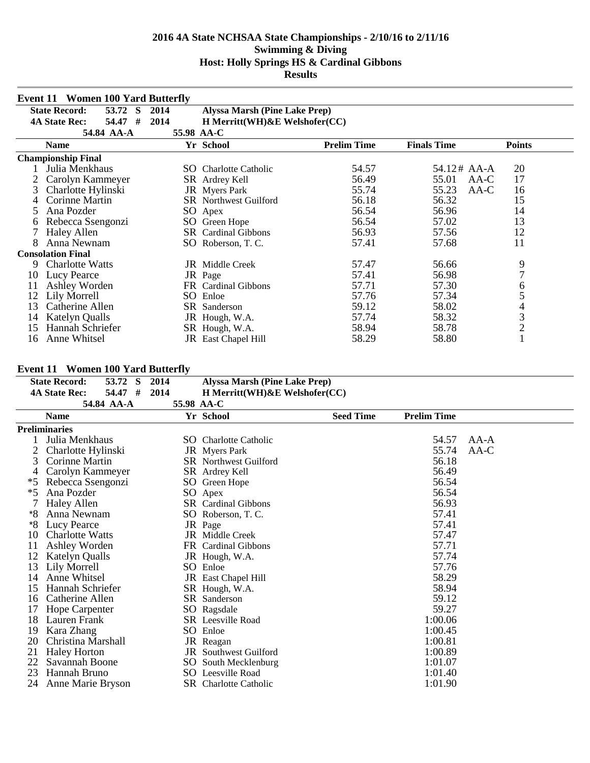# 2016 4A State NCHSAA State Championships - 2/10/16 to 2/11/16
## Swimming & Diving
## Host: Holly Springs HS & Cardinal Gibbons
## Results

### Event 11 Women 100 Yard Butterfly

**State Record:** 53.72 S 2014 **Alyssa Marsh (Pine Lake Prep)**
**4A State Rec:** 54.47 # 2014 **H Merritt(WH)&E Welshofer(CC)**
54.84 AA-A 55.98 AA-C

| | Name | Yr | School | Prelim Time | Finals Time | | Points |
|---|---|---|---|---|---|---|---|
| **Championship Final** | | | | | | | |
| 1 | Julia Menkhaus | SO | Charlotte Catholic | 54.57 | 54.12# | AA-A | 20 |
| 2 | Carolyn Kammeyer | SR | Ardrey Kell | 56.49 | 55.01 | AA-C | 17 |
| 3 | Charlotte Hylinski | JR | Myers Park | 55.74 | 55.23 | AA-C | 16 |
| 4 | Corinne Martin | SR | Northwest Guilford | 56.18 | 56.32 | | 15 |
| 5 | Ana Pozder | SO | Apex | 56.54 | 56.96 | | 14 |
| 6 | Rebecca Ssengonzi | SO | Green Hope | 56.54 | 57.02 | | 13 |
| 7 | Haley Allen | SR | Cardinal Gibbons | 56.93 | 57.56 | | 12 |
| 8 | Anna Newnam | SO | Roberson, T. C. | 57.41 | 57.68 | | 11 |
| **Consolation Final** | | | | | | | |
| 9 | Charlotte Watts | JR | Middle Creek | 57.47 | 56.66 | | 9 |
| 10 | Lucy Pearce | JR | Page | 57.41 | 56.98 | | 7 |
| 11 | Ashley Worden | FR | Cardinal Gibbons | 57.71 | 57.30 | | 6 |
| 12 | Lily Morrell | SO | Enloe | 57.76 | 57.34 | | 5 |
| 13 | Catherine Allen | SR | Sanderson | 59.12 | 58.02 | | 4 |
| 14 | Katelyn Qualls | JR | Hough, W.A. | 57.74 | 58.32 | | 3 |
| 15 | Hannah Schriefer | SR | Hough, W.A. | 58.94 | 58.78 | | 2 |
| 16 | Anne Whitsel | JR | East Chapel Hill | 58.29 | 58.80 | | 1 |

### Event 11 Women 100 Yard Butterfly

**State Record:** 53.72 S 2014 **Alyssa Marsh (Pine Lake Prep)**
**4A State Rec:** 54.47 # 2014 **H Merritt(WH)&E Welshofer(CC)**
54.84 AA-A 55.98 AA-C

| | Name | Yr | School | Seed Time | Prelim Time | |
|---|---|---|---|---|---|---|
| **Preliminaries** | | | | | | |
| 1 | Julia Menkhaus | SO | Charlotte Catholic | | 54.57 | AA-A |
| 2 | Charlotte Hylinski | JR | Myers Park | | 55.74 | AA-C |
| 3 | Corinne Martin | SR | Northwest Guilford | | 56.18 | |
| 4 | Carolyn Kammeyer | SR | Ardrey Kell | | 56.49 | |
| *5 | Rebecca Ssengonzi | SO | Green Hope | | 56.54 | |
| *5 | Ana Pozder | SO | Apex | | 56.54 | |
| 7 | Haley Allen | SR | Cardinal Gibbons | | 56.93 | |
| *8 | Anna Newnam | SO | Roberson, T. C. | | 57.41 | |
| *8 | Lucy Pearce | JR | Page | | 57.41 | |
| 10 | Charlotte Watts | JR | Middle Creek | | 57.47 | |
| 11 | Ashley Worden | FR | Cardinal Gibbons | | 57.71 | |
| 12 | Katelyn Qualls | JR | Hough, W.A. | | 57.74 | |
| 13 | Lily Morrell | SO | Enloe | | 57.76 | |
| 14 | Anne Whitsel | JR | East Chapel Hill | | 58.29 | |
| 15 | Hannah Schriefer | SR | Hough, W.A. | | 58.94 | |
| 16 | Catherine Allen | SR | Sanderson | | 59.12 | |
| 17 | Hope Carpenter | SO | Ragsdale | | 59.27 | |
| 18 | Lauren Frank | SR | Leesville Road | | 1:00.06 | |
| 19 | Kara Zhang | SO | Enloe | | 1:00.45 | |
| 20 | Christina Marshall | JR | Reagan | | 1:00.81 | |
| 21 | Haley Horton | JR | Southwest Guilford | | 1:00.89 | |
| 22 | Savannah Boone | SO | South Mecklenburg | | 1:01.07 | |
| 23 | Hannah Bruno | SO | Leesville Road | | 1:01.40 | |
| 24 | Anne Marie Bryson | SR | Charlotte Catholic | | 1:01.90 | |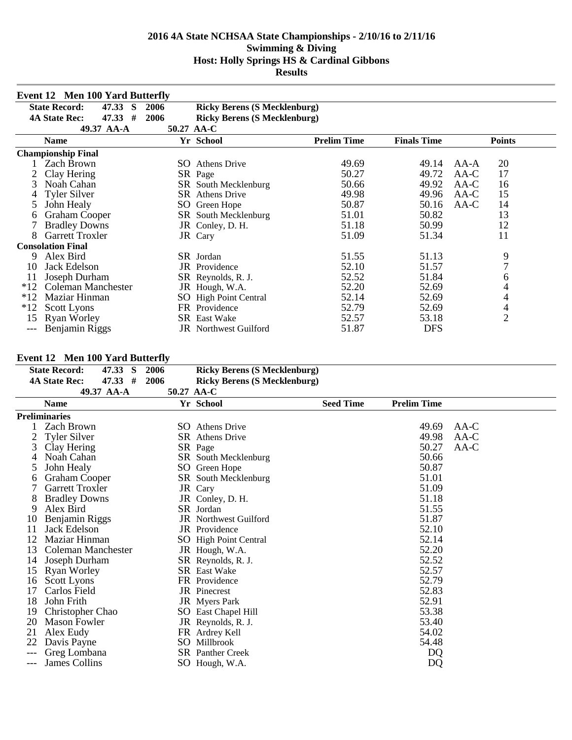# 2016 4A State NCHSAA State Championships - 2/10/16 to 2/11/16
## Swimming & Diving
## Host: Holly Springs HS & Cardinal Gibbons
## Results

### Event 12 Men 100 Yard Butterfly

State Record: 47.33 S 2006 Ricky Berens (S Mecklenburg)
4A State Rec: 47.33 # 2006 Ricky Berens (S Mecklenburg)
49.37 AA-A 50.27 AA-C

| | Name | Yr | School | Prelim Time | Finals Time | | Points |
|---|---|---|---|---|---|---|---|
| **Championship Final** | | | | | | | |
| 1 | Zach Brown | SO | Athens Drive | 49.69 | 49.14 | AA-A | 20 |
| 2 | Clay Hering | SR | Page | 50.27 | 49.72 | AA-C | 17 |
| 3 | Noah Cahan | SR | South Mecklenburg | 50.66 | 49.92 | AA-C | 16 |
| 4 | Tyler Silver | SR | Athens Drive | 49.98 | 49.96 | AA-C | 15 |
| 5 | John Healy | SO | Green Hope | 50.87 | 50.16 | AA-C | 14 |
| 6 | Graham Cooper | SR | South Mecklenburg | 51.01 | 50.82 | | 13 |
| 7 | Bradley Downs | JR | Conley, D. H. | 51.18 | 50.99 | | 12 |
| 8 | Garrett Troxler | JR | Cary | 51.09 | 51.34 | | 11 |
| **Consolation Final** | | | | | | | |
| 9 | Alex Bird | SR | Jordan | 51.55 | 51.13 | | 9 |
| 10 | Jack Edelson | JR | Providence | 52.10 | 51.57 | | 7 |
| 11 | Joseph Durham | SR | Reynolds, R. J. | 52.52 | 51.84 | | 6 |
| *12 | Coleman Manchester | JR | Hough, W.A. | 52.20 | 52.69 | | 4 |
| *12 | Maziar Hinman | SO | High Point Central | 52.14 | 52.69 | | 4 |
| *12 | Scott Lyons | FR | Providence | 52.79 | 52.69 | | 4 |
| 15 | Ryan Worley | SR | East Wake | 52.57 | 53.18 | | 2 |
| --- | Benjamin Riggs | JR | Northwest Guilford | 51.87 | DFS | | |

### Event 12 Men 100 Yard Butterfly

State Record: 47.33 S 2006 Ricky Berens (S Mecklenburg)
4A State Rec: 47.33 # 2006 Ricky Berens (S Mecklenburg)
49.37 AA-A 50.27 AA-C

| | Name | Yr | School | Seed Time | Prelim Time | |
|---|---|---|---|---|---|---|
| **Preliminaries** | | | | | | |
| 1 | Zach Brown | SO | Athens Drive | | 49.69 | AA-C |
| 2 | Tyler Silver | SR | Athens Drive | | 49.98 | AA-C |
| 3 | Clay Hering | SR | Page | | 50.27 | AA-C |
| 4 | Noah Cahan | SR | South Mecklenburg | | 50.66 | |
| 5 | John Healy | SO | Green Hope | | 50.87 | |
| 6 | Graham Cooper | SR | South Mecklenburg | | 51.01 | |
| 7 | Garrett Troxler | JR | Cary | | 51.09 | |
| 8 | Bradley Downs | JR | Conley, D. H. | | 51.18 | |
| 9 | Alex Bird | SR | Jordan | | 51.55 | |
| 10 | Benjamin Riggs | JR | Northwest Guilford | | 51.87 | |
| 11 | Jack Edelson | JR | Providence | | 52.10 | |
| 12 | Maziar Hinman | SO | High Point Central | | 52.14 | |
| 13 | Coleman Manchester | JR | Hough, W.A. | | 52.20 | |
| 14 | Joseph Durham | SR | Reynolds, R. J. | | 52.52 | |
| 15 | Ryan Worley | SR | East Wake | | 52.57 | |
| 16 | Scott Lyons | FR | Providence | | 52.79 | |
| 17 | Carlos Field | JR | Pinecrest | | 52.83 | |
| 18 | John Frith | JR | Myers Park | | 52.91 | |
| 19 | Christopher Chao | SO | East Chapel Hill | | 53.38 | |
| 20 | Mason Fowler | JR | Reynolds, R. J. | | 53.40 | |
| 21 | Alex Eudy | FR | Ardrey Kell | | 54.02 | |
| 22 | Davis Payne | SO | Millbrook | | 54.48 | |
| --- | Greg Lombana | SR | Panther Creek | | DQ | |
| --- | James Collins | SO | Hough, W.A. | | DQ | |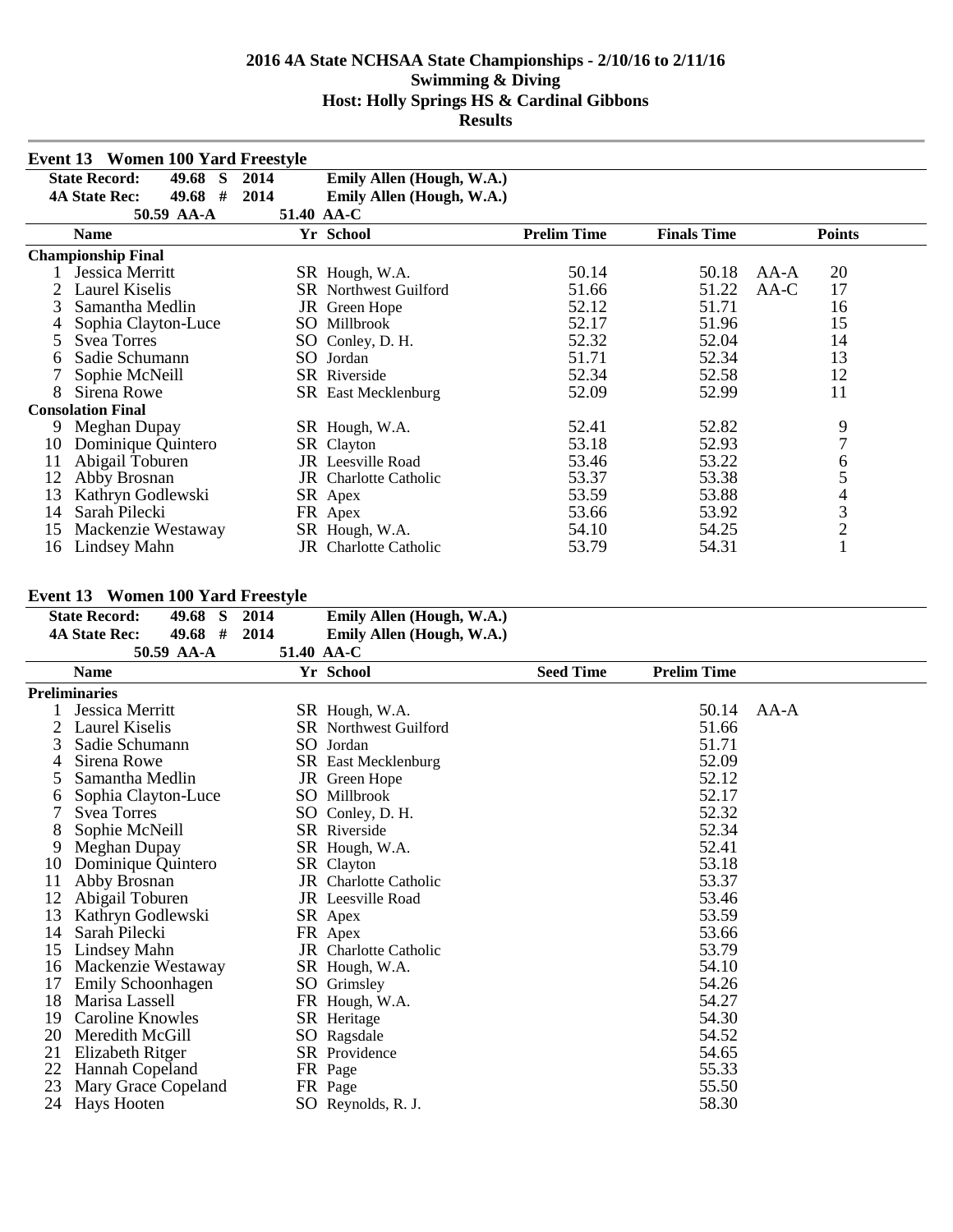# 2016 4A State NCHSAA State Championships - 2/10/16 to 2/11/16
## Swimming & Diving
## Host: Holly Springs HS & Cardinal Gibbons
## Results

### Event 13 Women 100 Yard Freestyle

| | | | |
|---|---|---|---|
| State Record: | 49.68 S | 2014 | Emily Allen (Hough, W.A.) |
| 4A State Rec: | 49.68 # | 2014 | Emily Allen (Hough, W.A.) |
| | 50.59 AA-A | 51.40 AA-C | |

| | Name | Yr | School | Prelim Time | Finals Time | | Points |
|---|---|---|---|---|---|---|---|
| **Championship Final** | | | | | | | |
| 1 | Jessica Merritt | SR | Hough, W.A. | 50.14 | 50.18 | AA-A | 20 |
| 2 | Laurel Kiselis | SR | Northwest Guilford | 51.66 | 51.22 | AA-C | 17 |
| 3 | Samantha Medlin | JR | Green Hope | 52.12 | 51.71 | | 16 |
| 4 | Sophia Clayton-Luce | SO | Millbrook | 52.17 | 51.96 | | 15 |
| 5 | Svea Torres | SO | Conley, D. H. | 52.32 | 52.04 | | 14 |
| 6 | Sadie Schumann | SO | Jordan | 51.71 | 52.34 | | 13 |
| 7 | Sophie McNeill | SR | Riverside | 52.34 | 52.58 | | 12 |
| 8 | Sirena Rowe | SR | East Mecklenburg | 52.09 | 52.99 | | 11 |
| **Consolation Final** | | | | | | | |
| 9 | Meghan Dupay | SR | Hough, W.A. | 52.41 | 52.82 | | 9 |
| 10 | Dominique Quintero | SR | Clayton | 53.18 | 52.93 | | 7 |
| 11 | Abigail Toburen | JR | Leesville Road | 53.46 | 53.22 | | 6 |
| 12 | Abby Brosnan | JR | Charlotte Catholic | 53.37 | 53.38 | | 5 |
| 13 | Kathryn Godlewski | SR | Apex | 53.59 | 53.88 | | 4 |
| 14 | Sarah Pilecki | FR | Apex | 53.66 | 53.92 | | 3 |
| 15 | Mackenzie Westaway | SR | Hough, W.A. | 54.10 | 54.25 | | 2 |
| 16 | Lindsey Mahn | JR | Charlotte Catholic | 53.79 | 54.31 | | 1 |

### Event 13 Women 100 Yard Freestyle

| | | | |
|---|---|---|---|
| State Record: | 49.68 S | 2014 | Emily Allen (Hough, W.A.) |
| 4A State Rec: | 49.68 # | 2014 | Emily Allen (Hough, W.A.) |
| | 50.59 AA-A | 51.40 AA-C | |

| | Name | Yr | School | Seed Time | Prelim Time | |
|---|---|---|---|---|---|---|
| **Preliminaries** | | | | | | |
| 1 | Jessica Merritt | SR | Hough, W.A. | | 50.14 | AA-A |
| 2 | Laurel Kiselis | SR | Northwest Guilford | | 51.66 | |
| 3 | Sadie Schumann | SO | Jordan | | 51.71 | |
| 4 | Sirena Rowe | SR | East Mecklenburg | | 52.09 | |
| 5 | Samantha Medlin | JR | Green Hope | | 52.12 | |
| 6 | Sophia Clayton-Luce | SO | Millbrook | | 52.17 | |
| 7 | Svea Torres | SO | Conley, D. H. | | 52.32 | |
| 8 | Sophie McNeill | SR | Riverside | | 52.34 | |
| 9 | Meghan Dupay | SR | Hough, W.A. | | 52.41 | |
| 10 | Dominique Quintero | SR | Clayton | | 53.18 | |
| 11 | Abby Brosnan | JR | Charlotte Catholic | | 53.37 | |
| 12 | Abigail Toburen | JR | Leesville Road | | 53.46 | |
| 13 | Kathryn Godlewski | SR | Apex | | 53.59 | |
| 14 | Sarah Pilecki | FR | Apex | | 53.66 | |
| 15 | Lindsey Mahn | JR | Charlotte Catholic | | 53.79 | |
| 16 | Mackenzie Westaway | SR | Hough, W.A. | | 54.10 | |
| 17 | Emily Schoonhagen | SO | Grimsley | | 54.26 | |
| 18 | Marisa Lassell | FR | Hough, W.A. | | 54.27 | |
| 19 | Caroline Knowles | SR | Heritage | | 54.30 | |
| 20 | Meredith McGill | SO | Ragsdale | | 54.52 | |
| 21 | Elizabeth Ritger | SR | Providence | | 54.65 | |
| 22 | Hannah Copeland | FR | Page | | 55.33 | |
| 23 | Mary Grace Copeland | FR | Page | | 55.50 | |
| 24 | Hays Hooten | SO | Reynolds, R. J. | | 58.30 | |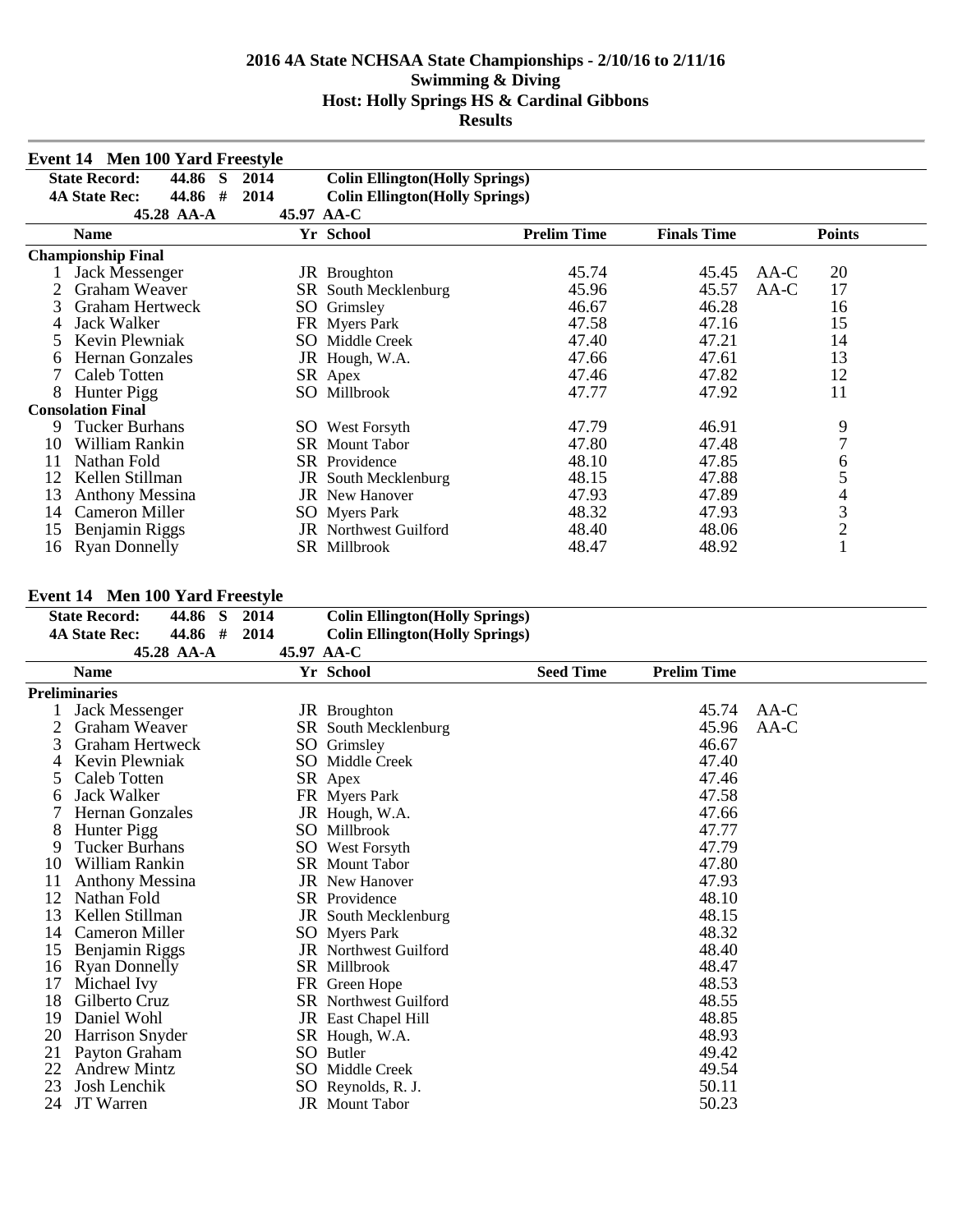# 2016 4A State NCHSAA State Championships - 2/10/16 to 2/11/16
## Swimming & Diving
## Host: Holly Springs HS & Cardinal Gibbons
## Results

### Event 14 Men 100 Yard Freestyle

**State Record:** 44.86 S 2014 **Colin Ellington(Holly Springs)**
**4A State Rec:** 44.86 # 2014 **Colin Ellington(Holly Springs)**
45.28 AA-A 45.97 AA-C

| | Name | Yr | School | Prelim Time | Finals Time | | Points |
|---|---|---|---|---|---|---|---|
| **Championship Final** | | | | | | | |
| 1 | Jack Messenger | JR | Broughton | 45.74 | 45.45 | AA-C | 20 |
| 2 | Graham Weaver | SR | South Mecklenburg | 45.96 | 45.57 | AA-C | 17 |
| 3 | Graham Hertweck | SO | Grimsley | 46.67 | 46.28 | | 16 |
| 4 | Jack Walker | FR | Myers Park | 47.58 | 47.16 | | 15 |
| 5 | Kevin Plewniak | SO | Middle Creek | 47.40 | 47.21 | | 14 |
| 6 | Hernan Gonzales | JR | Hough, W.A. | 47.66 | 47.61 | | 13 |
| 7 | Caleb Totten | SR | Apex | 47.46 | 47.82 | | 12 |
| 8 | Hunter Pigg | SO | Millbrook | 47.77 | 47.92 | | 11 |
| **Consolation Final** | | | | | | | |
| 9 | Tucker Burhans | SO | West Forsyth | 47.79 | 46.91 | | 9 |
| 10 | William Rankin | SR | Mount Tabor | 47.80 | 47.48 | | 7 |
| 11 | Nathan Fold | SR | Providence | 48.10 | 47.85 | | 6 |
| 12 | Kellen Stillman | JR | South Mecklenburg | 48.15 | 47.88 | | 5 |
| 13 | Anthony Messina | JR | New Hanover | 47.93 | 47.89 | | 4 |
| 14 | Cameron Miller | SO | Myers Park | 48.32 | 47.93 | | 3 |
| 15 | Benjamin Riggs | JR | Northwest Guilford | 48.40 | 48.06 | | 2 |
| 16 | Ryan Donnelly | SR | Millbrook | 48.47 | 48.92 | | 1 |

### Event 14 Men 100 Yard Freestyle

**State Record:** 44.86 S 2014 **Colin Ellington(Holly Springs)**
**4A State Rec:** 44.86 # 2014 **Colin Ellington(Holly Springs)**
45.28 AA-A 45.97 AA-C

| | Name | Yr | School | Seed Time | Prelim Time | |
|---|---|---|---|---|---|---|
| **Preliminaries** | | | | | | |
| 1 | Jack Messenger | JR | Broughton | | 45.74 | AA-C |
| 2 | Graham Weaver | SR | South Mecklenburg | | 45.96 | AA-C |
| 3 | Graham Hertweck | SO | Grimsley | | 46.67 | |
| 4 | Kevin Plewniak | SO | Middle Creek | | 47.40 | |
| 5 | Caleb Totten | SR | Apex | | 47.46 | |
| 6 | Jack Walker | FR | Myers Park | | 47.58 | |
| 7 | Hernan Gonzales | JR | Hough, W.A. | | 47.66 | |
| 8 | Hunter Pigg | SO | Millbrook | | 47.77 | |
| 9 | Tucker Burhans | SO | West Forsyth | | 47.79 | |
| 10 | William Rankin | SR | Mount Tabor | | 47.80 | |
| 11 | Anthony Messina | JR | New Hanover | | 47.93 | |
| 12 | Nathan Fold | SR | Providence | | 48.10 | |
| 13 | Kellen Stillman | JR | South Mecklenburg | | 48.15 | |
| 14 | Cameron Miller | SO | Myers Park | | 48.32 | |
| 15 | Benjamin Riggs | JR | Northwest Guilford | | 48.40 | |
| 16 | Ryan Donnelly | SR | Millbrook | | 48.47 | |
| 17 | Michael Ivy | FR | Green Hope | | 48.53 | |
| 18 | Gilberto Cruz | SR | Northwest Guilford | | 48.55 | |
| 19 | Daniel Wohl | JR | East Chapel Hill | | 48.85 | |
| 20 | Harrison Snyder | SR | Hough, W.A. | | 48.93 | |
| 21 | Payton Graham | SO | Butler | | 49.42 | |
| 22 | Andrew Mintz | SO | Middle Creek | | 49.54 | |
| 23 | Josh Lenchik | SO | Reynolds, R. J. | | 50.11 | |
| 24 | JT Warren | JR | Mount Tabor | | 50.23 | |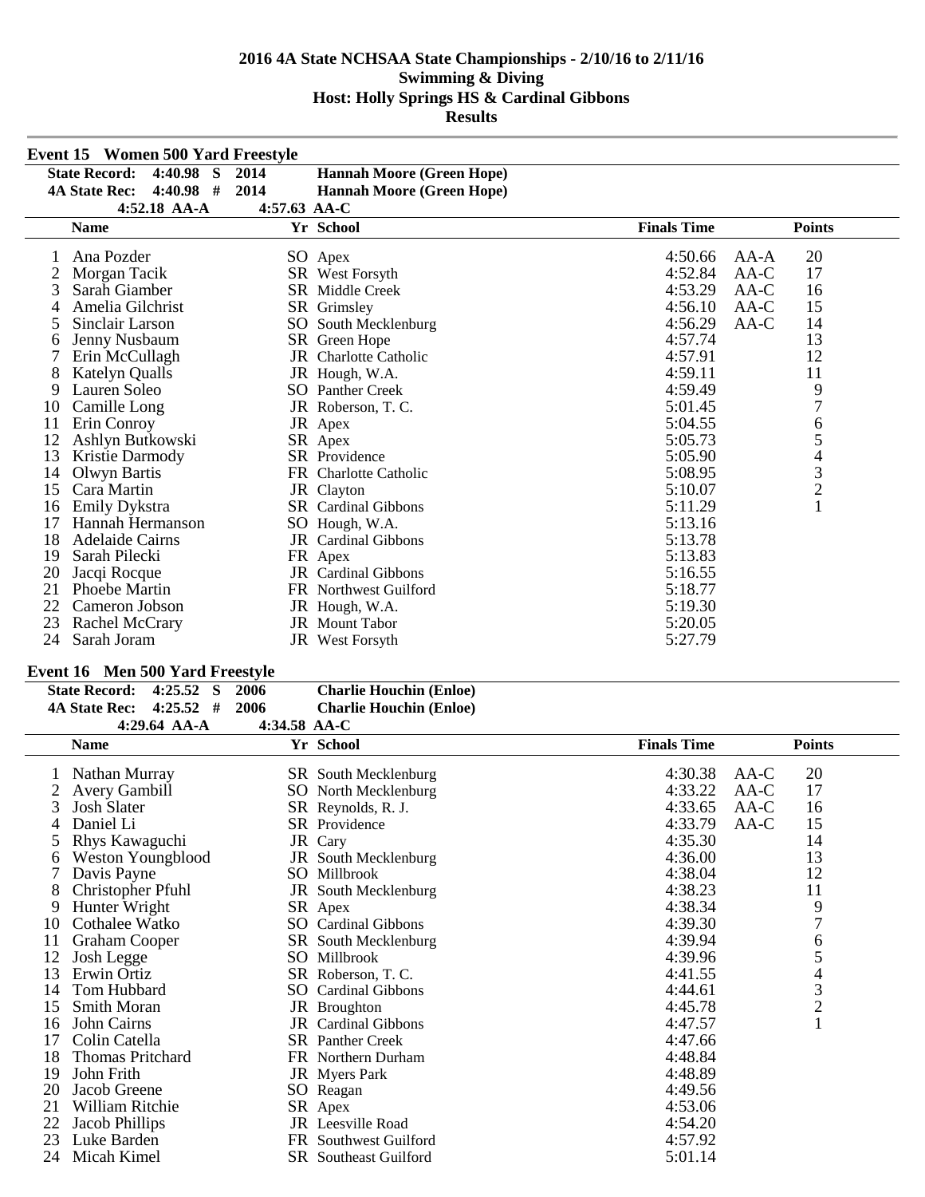# 2016 4A State NCHSAA State Championships - 2/10/16 to 2/11/16
## Swimming & Diving
## Host: Holly Springs HS & Cardinal Gibbons
## Results

### Event 15 Women 500 Yard Freestyle

**State Record:** 4:40.98 S 2014 **Hannah Moore (Green Hope)**
**4A State Rec:** 4:40.98 # 2014 **Hannah Moore (Green Hope)**
4:52.18 AA-A 4:57.63 AA-C

| | Name | Yr | School | Finals Time | | Points |
|---|---|---|---|---|---|---|
| 1 | Ana Pozder | SO | Apex | 4:50.66 | AA-A | 20 |
| 2 | Morgan Tacik | SR | West Forsyth | 4:52.84 | AA-C | 17 |
| 3 | Sarah Giamber | SR | Middle Creek | 4:53.29 | AA-C | 16 |
| 4 | Amelia Gilchrist | SR | Grimsley | 4:56.10 | AA-C | 15 |
| 5 | Sinclair Larson | SO | South Mecklenburg | 4:56.29 | AA-C | 14 |
| 6 | Jenny Nusbaum | SR | Green Hope | 4:57.74 | | 13 |
| 7 | Erin McCullagh | JR | Charlotte Catholic | 4:57.91 | | 12 |
| 8 | Katelyn Qualls | JR | Hough, W.A. | 4:59.11 | | 11 |
| 9 | Lauren Soleo | SO | Panther Creek | 4:59.49 | | 9 |
| 10 | Camille Long | JR | Roberson, T. C. | 5:01.45 | | 7 |
| 11 | Erin Conroy | JR | Apex | 5:04.55 | | 6 |
| 12 | Ashlyn Butkowski | SR | Apex | 5:05.73 | | 5 |
| 13 | Kristie Darmody | SR | Providence | 5:05.90 | | 4 |
| 14 | Olwyn Bartis | FR | Charlotte Catholic | 5:08.95 | | 3 |
| 15 | Cara Martin | JR | Clayton | 5:10.07 | | 2 |
| 16 | Emily Dykstra | SR | Cardinal Gibbons | 5:11.29 | | 1 |
| 17 | Hannah Hermanson | SO | Hough, W.A. | 5:13.16 | | |
| 18 | Adelaide Cairns | JR | Cardinal Gibbons | 5:13.78 | | |
| 19 | Sarah Pilecki | FR | Apex | 5:13.83 | | |
| 20 | Jacqi Rocque | JR | Cardinal Gibbons | 5:16.55 | | |
| 21 | Phoebe Martin | FR | Northwest Guilford | 5:18.77 | | |
| 22 | Cameron Jobson | JR | Hough, W.A. | 5:19.30 | | |
| 23 | Rachel McCrary | JR | Mount Tabor | 5:20.05 | | |
| 24 | Sarah Joram | JR | West Forsyth | 5:27.79 | | |

### Event 16 Men 500 Yard Freestyle

**State Record:** 4:25.52 S 2006 **Charlie Houchin (Enloe)**
**4A State Rec:** 4:25.52 # 2006 **Charlie Houchin (Enloe)**
4:29.64 AA-A 4:34.58 AA-C

| | Name | Yr | School | Finals Time | | Points |
|---|---|---|---|---|---|---|
| 1 | Nathan Murray | SR | South Mecklenburg | 4:30.38 | AA-C | 20 |
| 2 | Avery Gambill | SO | North Mecklenburg | 4:33.22 | AA-C | 17 |
| 3 | Josh Slater | SR | Reynolds, R. J. | 4:33.65 | AA-C | 16 |
| 4 | Daniel Li | SR | Providence | 4:33.79 | AA-C | 15 |
| 5 | Rhys Kawaguchi | JR | Cary | 4:35.30 | | 14 |
| 6 | Weston Youngblood | JR | South Mecklenburg | 4:36.00 | | 13 |
| 7 | Davis Payne | SO | Millbrook | 4:38.04 | | 12 |
| 8 | Christopher Pfuhl | JR | South Mecklenburg | 4:38.23 | | 11 |
| 9 | Hunter Wright | SR | Apex | 4:38.34 | | 9 |
| 10 | Cothalee Watko | SO | Cardinal Gibbons | 4:39.30 | | 7 |
| 11 | Graham Cooper | SR | South Mecklenburg | 4:39.94 | | 6 |
| 12 | Josh Legge | SO | Millbrook | 4:39.96 | | 5 |
| 13 | Erwin Ortiz | SR | Roberson, T. C. | 4:41.55 | | 4 |
| 14 | Tom Hubbard | SO | Cardinal Gibbons | 4:44.61 | | 3 |
| 15 | Smith Moran | JR | Broughton | 4:45.78 | | 2 |
| 16 | John Cairns | JR | Cardinal Gibbons | 4:47.57 | | 1 |
| 17 | Colin Catella | SR | Panther Creek | 4:47.66 | | |
| 18 | Thomas Pritchard | FR | Northern Durham | 4:48.84 | | |
| 19 | John Frith | JR | Myers Park | 4:48.89 | | |
| 20 | Jacob Greene | SO | Reagan | 4:49.56 | | |
| 21 | William Ritchie | SR | Apex | 4:53.06 | | |
| 22 | Jacob Phillips | JR | Leesville Road | 4:54.20 | | |
| 23 | Luke Barden | FR | Southwest Guilford | 4:57.92 | | |
| 24 | Micah Kimel | SR | Southeast Guilford | 5:01.14 | | |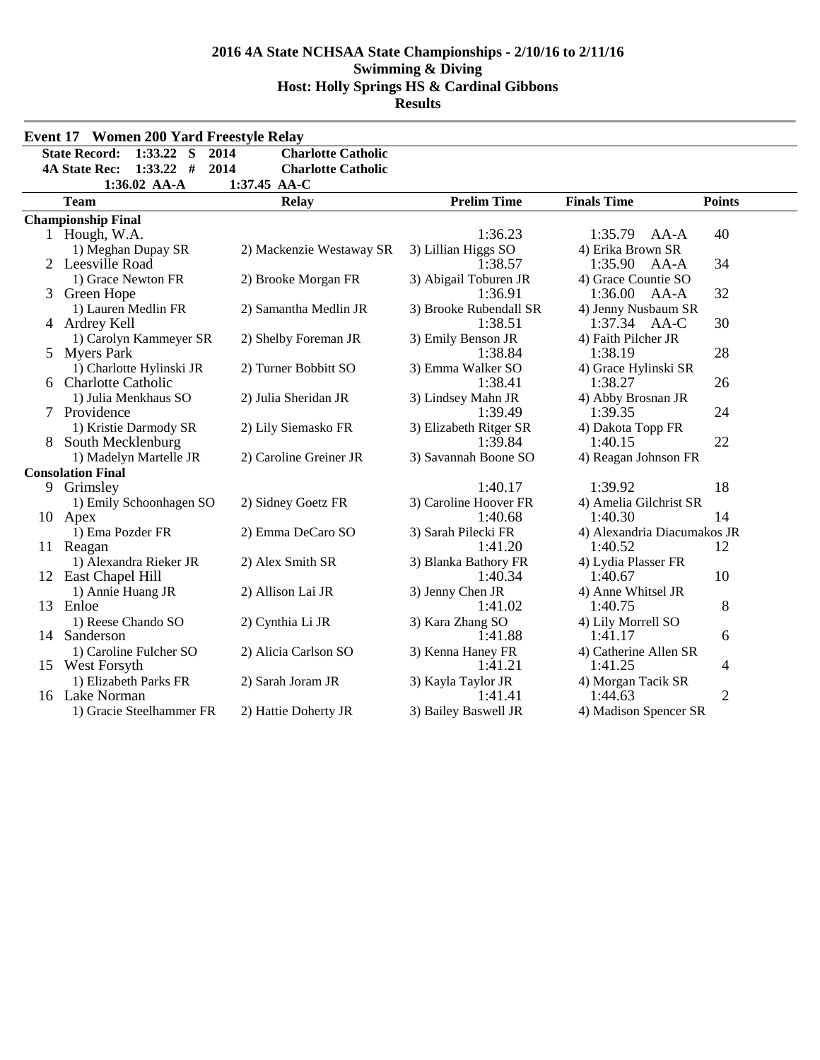**2016 4A State NCHSAA State Championships - 2/10/16 to 2/11/16**
**Swimming & Diving**
**Host: Holly Springs HS & Cardinal Gibbons**
**Results**

### Event 17 Women 200 Yard Freestyle Relay

**State Record:** 1:33.22 S 2014 Charlotte Catholic
**4A State Rec:** 1:33.22 # 2014 Charlotte Catholic
1:36.02 AA-A 1:37.45 AA-C

| | Team | Relay | Prelim Time | Finals Time | Points |
|---|---|---|---|---|---|
| **Championship Final** | | | | | |
| 1 | Hough, W.A. | | 1:36.23 | 1:35.79 AA-A | 40 |
| | 1) Meghan Dupay SR | 2) Mackenzie Westaway SR | 3) Lillian Higgs SO | 4) Erika Brown SR | |
| 2 | Leesville Road | | 1:38.57 | 1:35.90 AA-A | 34 |
| | 1) Grace Newton FR | 2) Brooke Morgan FR | 3) Abigail Toburen JR | 4) Grace Countie SO | |
| 3 | Green Hope | | 1:36.91 | 1:36.00 AA-A | 32 |
| | 1) Lauren Medlin FR | 2) Samantha Medlin JR | 3) Brooke Rubendall SR | 4) Jenny Nusbaum SR | |
| 4 | Ardrey Kell | | 1:38.51 | 1:37.34 AA-C | 30 |
| | 1) Carolyn Kammeyer SR | 2) Shelby Foreman JR | 3) Emily Benson JR | 4) Faith Pilcher JR | |
| 5 | Myers Park | | 1:38.84 | 1:38.19 | 28 |
| | 1) Charlotte Hylinski JR | 2) Turner Bobbitt SO | 3) Emma Walker SO | 4) Grace Hylinski SR | |
| 6 | Charlotte Catholic | | 1:38.41 | 1:38.27 | 26 |
| | 1) Julia Menkhaus SO | 2) Julia Sheridan JR | 3) Lindsey Mahn JR | 4) Abby Brosnan JR | |
| 7 | Providence | | 1:39.49 | 1:39.35 | 24 |
| | 1) Kristie Darmody SR | 2) Lily Siemasko FR | 3) Elizabeth Ritger SR | 4) Dakota Topp FR | |
| 8 | South Mecklenburg | | 1:39.84 | 1:40.15 | 22 |
| | 1) Madelyn Martelle JR | 2) Caroline Greiner JR | 3) Savannah Boone SO | 4) Reagan Johnson FR | |
| **Consolation Final** | | | | | |
| 9 | Grimsley | | 1:40.17 | 1:39.92 | 18 |
| | 1) Emily Schoonhagen SO | 2) Sidney Goetz FR | 3) Caroline Hoover FR | 4) Amelia Gilchrist SR | |
| 10 | Apex | | 1:40.68 | 1:40.30 | 14 |
| | 1) Ema Pozder FR | 2) Emma DeCaro SO | 3) Sarah Pilecki FR | 4) Alexandria Diacumakos JR | |
| 11 | Reagan | | 1:41.20 | 1:40.52 | 12 |
| | 1) Alexandra Rieker JR | 2) Alex Smith SR | 3) Blanka Bathory FR | 4) Lydia Plasser FR | |
| 12 | East Chapel Hill | | 1:40.34 | 1:40.67 | 10 |
| | 1) Annie Huang JR | 2) Allison Lai JR | 3) Jenny Chen JR | 4) Anne Whitsel JR | |
| 13 | Enloe | | 1:41.02 | 1:40.75 | 8 |
| | 1) Reese Chando SO | 2) Cynthia Li JR | 3) Kara Zhang SO | 4) Lily Morrell SO | |
| 14 | Sanderson | | 1:41.88 | 1:41.17 | 6 |
| | 1) Caroline Fulcher SO | 2) Alicia Carlson SO | 3) Kenna Haney FR | 4) Catherine Allen SR | |
| 15 | West Forsyth | | 1:41.21 | 1:41.25 | 4 |
| | 1) Elizabeth Parks FR | 2) Sarah Joram JR | 3) Kayla Taylor JR | 4) Morgan Tacik SR | |
| 16 | Lake Norman | | 1:41.41 | 1:44.63 | 2 |
| | 1) Gracie Steelhammer FR | 2) Hattie Doherty JR | 3) Bailey Baswell JR | 4) Madison Spencer SR | |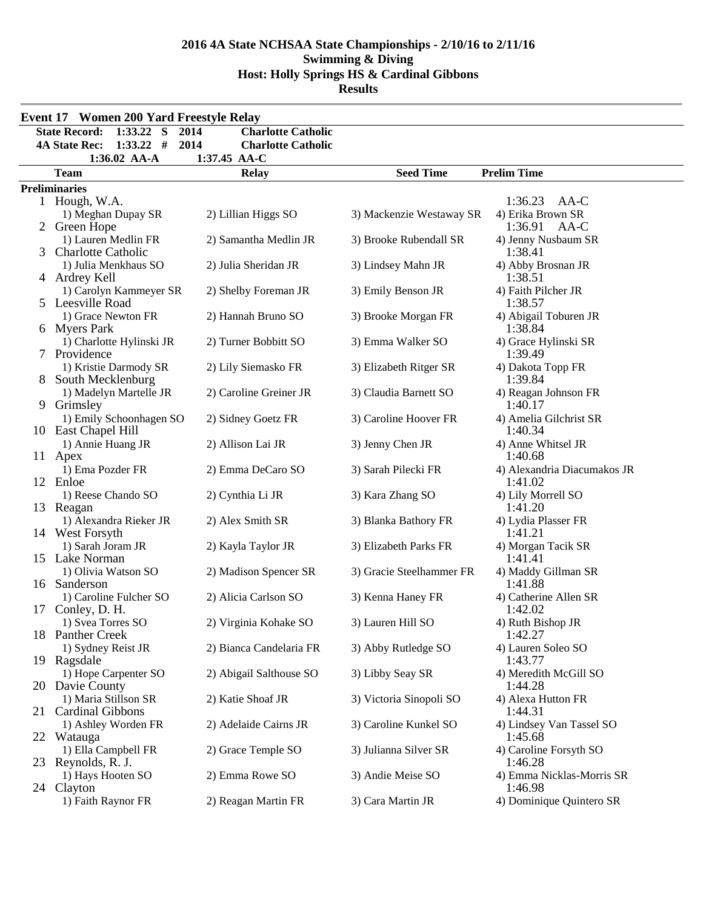# 2016 4A State NCHSAA State Championships - 2/10/16 to 2/11/16
## Swimming & Diving
## Host: Holly Springs HS & Cardinal Gibbons
## Results

### Event 17 Women 200 Yard Freestyle Relay

**State Record: 1:33.22 S 2014 Charlotte Catholic**
**4A State Rec: 1:33.22 # 2014 Charlotte Catholic**
**1:36.02 AA-A 1:37.45 AA-C**

| | Team | Relay | Seed Time | Prelim Time |
|---|---|---|---|---|
| **Preliminaries** | | | | |
| 1 | Hough, W.A. | | | 1:36.23 AA-C |
| | 1) Meghan Dupay SR | 2) Lillian Higgs SO | 3) Mackenzie Westaway SR | 4) Erika Brown SR |
| 2 | Green Hope | | | 1:36.91 AA-C |
| | 1) Lauren Medlin FR | 2) Samantha Medlin JR | 3) Brooke Rubendall SR | 4) Jenny Nusbaum SR |
| 3 | Charlotte Catholic | | | 1:38.41 |
| | 1) Julia Menkhaus SO | 2) Julia Sheridan JR | 3) Lindsey Mahn JR | 4) Abby Brosnan JR |
| 4 | Ardrey Kell | | | 1:38.51 |
| | 1) Carolyn Kammeyer SR | 2) Shelby Foreman JR | 3) Emily Benson JR | 4) Faith Pilcher JR |
| 5 | Leesville Road | | | 1:38.57 |
| | 1) Grace Newton FR | 2) Hannah Bruno SO | 3) Brooke Morgan FR | 4) Abigail Toburen JR |
| 6 | Myers Park | | | 1:38.84 |
| | 1) Charlotte Hylinski JR | 2) Turner Bobbitt SO | 3) Emma Walker SO | 4) Grace Hylinski SR |
| 7 | Providence | | | 1:39.49 |
| | 1) Kristie Darmody SR | 2) Lily Siemasko FR | 3) Elizabeth Ritger SR | 4) Dakota Topp FR |
| 8 | South Mecklenburg | | | 1:39.84 |
| | 1) Madelyn Martelle JR | 2) Caroline Greiner JR | 3) Claudia Barnett SO | 4) Reagan Johnson FR |
| 9 | Grimsley | | | 1:40.17 |
| | 1) Emily Schoonhagen SO | 2) Sidney Goetz FR | 3) Caroline Hoover FR | 4) Amelia Gilchrist SR |
| 10 | East Chapel Hill | | | 1:40.34 |
| | 1) Annie Huang JR | 2) Allison Lai JR | 3) Jenny Chen JR | 4) Anne Whitsel JR |
| 11 | Apex | | | 1:40.68 |
| | 1) Ema Pozder FR | 2) Emma DeCaro SO | 3) Sarah Pilecki FR | 4) Alexandria Diacumakos JR |
| 12 | Enloe | | | 1:41.02 |
| | 1) Reese Chando SO | 2) Cynthia Li JR | 3) Kara Zhang SO | 4) Lily Morrell SO |
| 13 | Reagan | | | 1:41.20 |
| | 1) Alexandra Rieker JR | 2) Alex Smith SR | 3) Blanka Bathory FR | 4) Lydia Plasser FR |
| 14 | West Forsyth | | | 1:41.21 |
| | 1) Sarah Joram JR | 2) Kayla Taylor JR | 3) Elizabeth Parks FR | 4) Morgan Tacik SR |
| 15 | Lake Norman | | | 1:41.41 |
| | 1) Olivia Watson SO | 2) Madison Spencer SR | 3) Gracie Steelhammer FR | 4) Maddy Gillman SR |
| 16 | Sanderson | | | 1:41.88 |
| | 1) Caroline Fulcher SO | 2) Alicia Carlson SO | 3) Kenna Haney FR | 4) Catherine Allen SR |
| 17 | Conley, D. H. | | | 1:42.02 |
| | 1) Svea Torres SO | 2) Virginia Kohake SO | 3) Lauren Hill SO | 4) Ruth Bishop JR |
| 18 | Panther Creek | | | 1:42.27 |
| | 1) Sydney Reist JR | 2) Bianca Candelaria FR | 3) Abby Rutledge SO | 4) Lauren Soleo SO |
| 19 | Ragsdale | | | 1:43.77 |
| | 1) Hope Carpenter SO | 2) Abigail Salthouse SO | 3) Libby Seay SR | 4) Meredith McGill SO |
| 20 | Davie County | | | 1:44.28 |
| | 1) Maria Stillson SR | 2) Katie Shoaf JR | 3) Victoria Sinopoli SO | 4) Alexa Hutton FR |
| 21 | Cardinal Gibbons | | | 1:44.31 |
| | 1) Ashley Worden FR | 2) Adelaide Cairns JR | 3) Caroline Kunkel SO | 4) Lindsey Van Tassel SO |
| 22 | Watauga | | | 1:45.68 |
| | 1) Ella Campbell FR | 2) Grace Temple SO | 3) Julianna Silver SR | 4) Caroline Forsyth SO |
| 23 | Reynolds, R. J. | | | 1:46.28 |
| | 1) Hays Hooten SO | 2) Emma Rowe SO | 3) Andie Meise SO | 4) Emma Nicklas-Morris SR |
| 24 | Clayton | | | 1:46.98 |
| | 1) Faith Raynor FR | 2) Reagan Martin FR | 3) Cara Martin JR | 4) Dominique Quintero SR |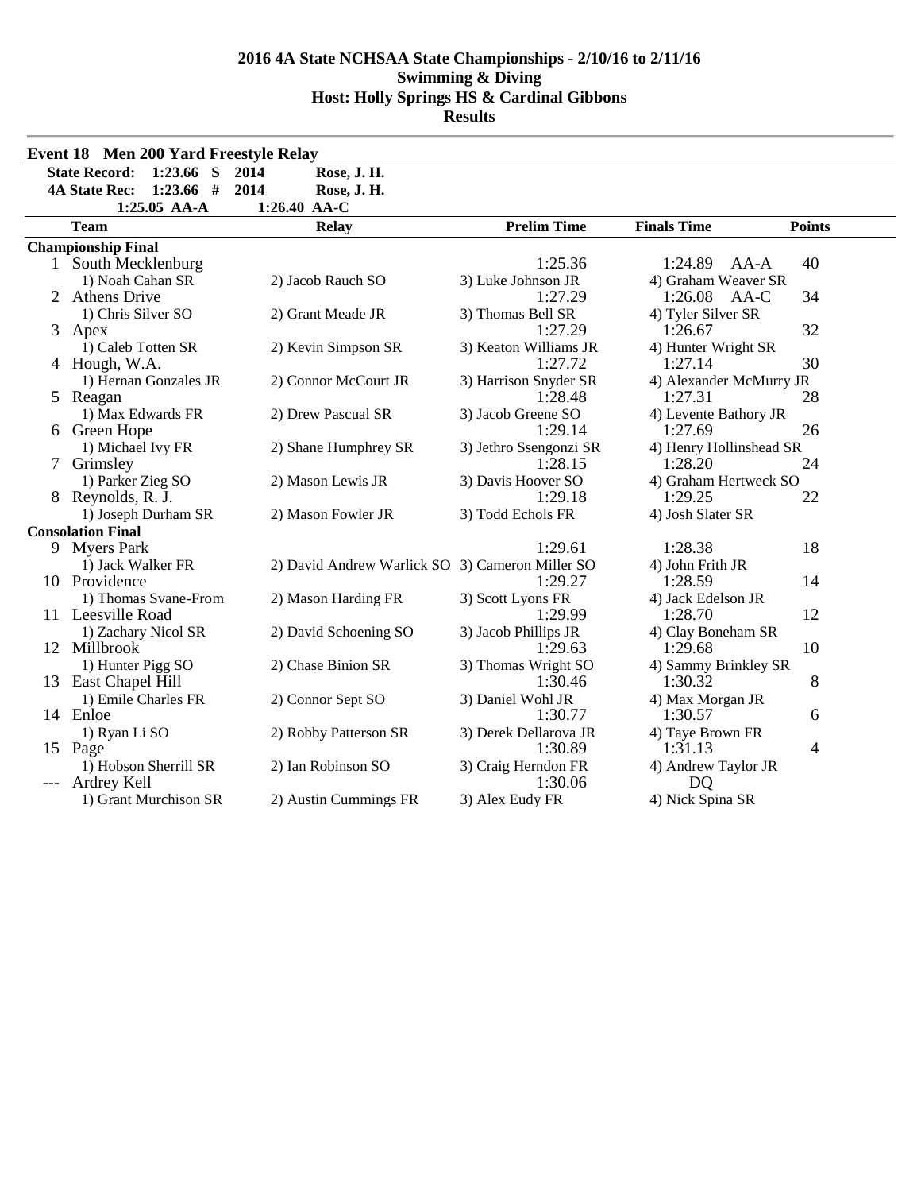# 2016 4A State NCHSAA State Championships - 2/10/16 to 2/11/16
## Swimming & Diving
## Host: Holly Springs HS & Cardinal Gibbons
## Results

### Event 18 Men 200 Yard Freestyle Relay

State Record: 1:23.66 S 2014 Rose, J. H.
4A State Rec: 1:23.66 # 2014 Rose, J. H.
1:25.05 AA-A 1:26.40 AA-C

| | Team | Relay | Prelim Time | Finals Time | Points |
|---|---|---|---|---|---|
| **Championship Final** | | | | | |
| 1 | South Mecklenburg | | 1:25.36 | 1:24.89 AA-A | 40 |
| | 1) Noah Cahan SR | 2) Jacob Rauch SO | 3) Luke Johnson JR | 4) Graham Weaver SR | |
| 2 | Athens Drive | | 1:27.29 | 1:26.08 AA-C | 34 |
| | 1) Chris Silver SO | 2) Grant Meade JR | 3) Thomas Bell SR | 4) Tyler Silver SR | |
| 3 | Apex | | 1:27.29 | 1:26.67 | 32 |
| | 1) Caleb Totten SR | 2) Kevin Simpson SR | 3) Keaton Williams JR | 4) Hunter Wright SR | |
| 4 | Hough, W.A. | | 1:27.72 | 1:27.14 | 30 |
| | 1) Hernan Gonzales JR | 2) Connor McCourt JR | 3) Harrison Snyder SR | 4) Alexander McMurry JR | |
| 5 | Reagan | | 1:28.48 | 1:27.31 | 28 |
| | 1) Max Edwards FR | 2) Drew Pascual SR | 3) Jacob Greene SO | 4) Levente Bathory JR | |
| 6 | Green Hope | | 1:29.14 | 1:27.69 | 26 |
| | 1) Michael Ivy FR | 2) Shane Humphrey SR | 3) Jethro Ssengonzi SR | 4) Henry Hollinshead SR | |
| 7 | Grimsley | | 1:28.15 | 1:28.20 | 24 |
| | 1) Parker Zieg SO | 2) Mason Lewis JR | 3) Davis Hoover SO | 4) Graham Hertweck SO | |
| 8 | Reynolds, R. J. | | 1:29.18 | 1:29.25 | 22 |
| | 1) Joseph Durham SR | 2) Mason Fowler JR | 3) Todd Echols FR | 4) Josh Slater SR | |
| **Consolation Final** | | | | | |
| 9 | Myers Park | | 1:29.61 | 1:28.38 | 18 |
| | 1) Jack Walker FR | 2) David Andrew Warlick SO | 3) Cameron Miller SO | 4) John Frith JR | |
| 10 | Providence | | 1:29.27 | 1:28.59 | 14 |
| | 1) Thomas Svane-From | 2) Mason Harding FR | 3) Scott Lyons FR | 4) Jack Edelson JR | |
| 11 | Leesville Road | | 1:29.99 | 1:28.70 | 12 |
| | 1) Zachary Nicol SR | 2) David Schoening SO | 3) Jacob Phillips JR | 4) Clay Boneham SR | |
| 12 | Millbrook | | 1:29.63 | 1:29.68 | 10 |
| | 1) Hunter Pigg SO | 2) Chase Binion SR | 3) Thomas Wright SO | 4) Sammy Brinkley SR | |
| 13 | East Chapel Hill | | 1:30.46 | 1:30.32 | 8 |
| | 1) Emile Charles FR | 2) Connor Sept SO | 3) Daniel Wohl JR | 4) Max Morgan JR | |
| 14 | Enloe | | 1:30.77 | 1:30.57 | 6 |
| | 1) Ryan Li SO | 2) Robby Patterson SR | 3) Derek Dellarova JR | 4) Taye Brown FR | |
| 15 | Page | | 1:30.89 | 1:31.13 | 4 |
| | 1) Hobson Sherrill SR | 2) Ian Robinson SO | 3) Craig Herndon FR | 4) Andrew Taylor JR | |
| --- | Ardrey Kell | | 1:30.06 | DQ | |
| | 1) Grant Murchison SR | 2) Austin Cummings FR | 3) Alex Eudy FR | 4) Nick Spina SR | |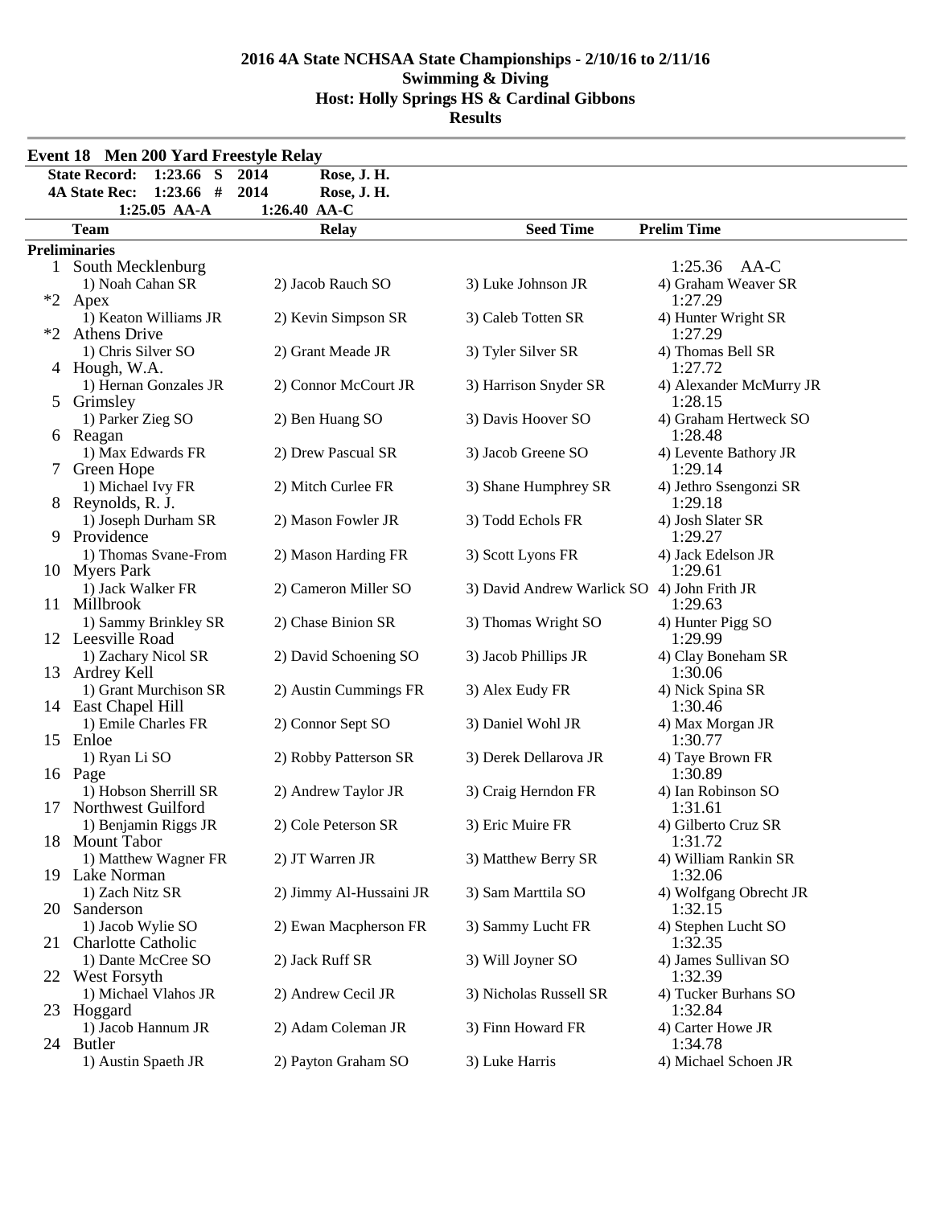# 2016 4A State NCHSAA State Championships - 2/10/16 to 2/11/16
## Swimming & Diving
## Host: Holly Springs HS & Cardinal Gibbons
## Results

### Event 18 Men 200 Yard Freestyle Relay

| | | | |
|---|---|---|---|
| State Record: | 1:23.66 S | 2014 | Rose, J. H. |
| 4A State Rec: | 1:23.66 # | 2014 | Rose, J. H. |
| | 1:25.05 AA-A | 1:26.40 AA-C | |

| | Team | Relay | Seed Time | Prelim Time |
|---|---|---|---|---|
| **Preliminaries** | | | | |
| 1 | South Mecklenburg | | | 1:25.36 AA-C |
| | 1) Noah Cahan SR | 2) Jacob Rauch SO | 3) Luke Johnson JR | 4) Graham Weaver SR |
| *2 | Apex | | | 1:27.29 |
| | 1) Keaton Williams JR | 2) Kevin Simpson SR | 3) Caleb Totten SR | 4) Hunter Wright SR |
| *2 | Athens Drive | | | 1:27.29 |
| | 1) Chris Silver SO | 2) Grant Meade JR | 3) Tyler Silver SR | 4) Thomas Bell SR |
| 4 | Hough, W.A. | | | 1:27.72 |
| | 1) Hernan Gonzales JR | 2) Connor McCourt JR | 3) Harrison Snyder SR | 4) Alexander McMurry JR |
| 5 | Grimsley | | | 1:28.15 |
| | 1) Parker Zieg SO | 2) Ben Huang SO | 3) Davis Hoover SO | 4) Graham Hertweck SO |
| 6 | Reagan | | | 1:28.48 |
| | 1) Max Edwards FR | 2) Drew Pascual SR | 3) Jacob Greene SO | 4) Levente Bathory JR |
| 7 | Green Hope | | | 1:29.14 |
| | 1) Michael Ivy FR | 2) Mitch Curlee FR | 3) Shane Humphrey SR | 4) Jethro Ssengonzi SR |
| 8 | Reynolds, R. J. | | | 1:29.18 |
| | 1) Joseph Durham SR | 2) Mason Fowler JR | 3) Todd Echols FR | 4) Josh Slater SR |
| 9 | Providence | | | 1:29.27 |
| | 1) Thomas Svane-From | 2) Mason Harding FR | 3) Scott Lyons FR | 4) Jack Edelson JR |
| 10 | Myers Park | | | 1:29.61 |
| | 1) Jack Walker FR | 2) Cameron Miller SO | 3) David Andrew Warlick SO | 4) John Frith JR |
| 11 | Millbrook | | | 1:29.63 |
| | 1) Sammy Brinkley SR | 2) Chase Binion SR | 3) Thomas Wright SO | 4) Hunter Pigg SO |
| 12 | Leesville Road | | | 1:29.99 |
| | 1) Zachary Nicol SR | 2) David Schoening SO | 3) Jacob Phillips JR | 4) Clay Boneham SR |
| 13 | Ardrey Kell | | | 1:30.06 |
| | 1) Grant Murchison SR | 2) Austin Cummings FR | 3) Alex Eudy FR | 4) Nick Spina SR |
| 14 | East Chapel Hill | | | 1:30.46 |
| | 1) Emile Charles FR | 2) Connor Sept SO | 3) Daniel Wohl JR | 4) Max Morgan JR |
| 15 | Enloe | | | 1:30.77 |
| | 1) Ryan Li SO | 2) Robby Patterson SR | 3) Derek Dellarova JR | 4) Taye Brown FR |
| 16 | Page | | | 1:30.89 |
| | 1) Hobson Sherrill SR | 2) Andrew Taylor JR | 3) Craig Herndon FR | 4) Ian Robinson SO |
| 17 | Northwest Guilford | | | 1:31.61 |
| | 1) Benjamin Riggs JR | 2) Cole Peterson SR | 3) Eric Muire FR | 4) Gilberto Cruz SR |
| 18 | Mount Tabor | | | 1:31.72 |
| | 1) Matthew Wagner FR | 2) JT Warren JR | 3) Matthew Berry SR | 4) William Rankin SR |
| 19 | Lake Norman | | | 1:32.06 |
| | 1) Zach Nitz SR | 2) Jimmy Al-Hussaini JR | 3) Sam Marttila SO | 4) Wolfgang Obrecht JR |
| 20 | Sanderson | | | 1:32.15 |
| | 1) Jacob Wylie SO | 2) Ewan Macpherson FR | 3) Sammy Lucht FR | 4) Stephen Lucht SO |
| 21 | Charlotte Catholic | | | 1:32.35 |
| | 1) Dante McCree SO | 2) Jack Ruff SR | 3) Will Joyner SO | 4) James Sullivan SO |
| 22 | West Forsyth | | | 1:32.39 |
| | 1) Michael Vlahos JR | 2) Andrew Cecil JR | 3) Nicholas Russell SR | 4) Tucker Burhans SO |
| 23 | Hoggard | | | 1:32.84 |
| | 1) Jacob Hannum JR | 2) Adam Coleman JR | 3) Finn Howard FR | 4) Carter Howe JR |
| 24 | Butler | | | 1:34.78 |
| | 1) Austin Spaeth JR | 2) Payton Graham SO | 3) Luke Harris | 4) Michael Schoen JR |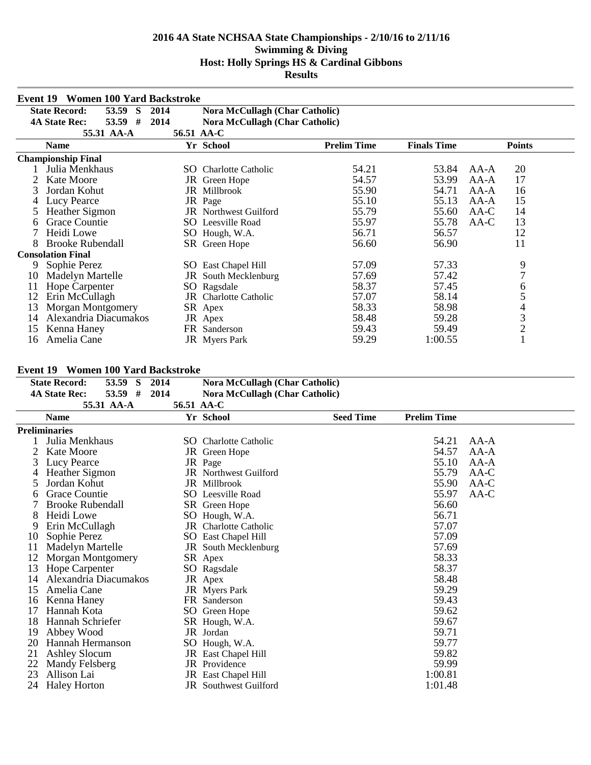# 2016 4A State NCHSAA State Championships - 2/10/16 to 2/11/16
## Swimming & Diving
## Host: Holly Springs HS & Cardinal Gibbons
## Results

### Event 19 Women 100 Yard Backstroke

**State Record:** 53.59 S 2014 Nora McCullagh (Char Catholic)
**4A State Rec:** 53.59 # 2014 Nora McCullagh (Char Catholic)
55.31 AA-A 56.51 AA-C

| | Name | Yr | School | Prelim Time | Finals Time | | Points |
|---|---|---|---|---|---|---|---|
| **Championship Final** | | | | | | | |
| 1 | Julia Menkhaus | SO | Charlotte Catholic | 54.21 | 53.84 | AA-A | 20 |
| 2 | Kate Moore | JR | Green Hope | 54.57 | 53.99 | AA-A | 17 |
| 3 | Jordan Kohut | JR | Millbrook | 55.90 | 54.71 | AA-A | 16 |
| 4 | Lucy Pearce | JR | Page | 55.10 | 55.13 | AA-A | 15 |
| 5 | Heather Sigmon | JR | Northwest Guilford | 55.79 | 55.60 | AA-C | 14 |
| 6 | Grace Countie | SO | Leesville Road | 55.97 | 55.78 | AA-C | 13 |
| 7 | Heidi Lowe | SO | Hough, W.A. | 56.71 | 56.57 | | 12 |
| 8 | Brooke Rubendall | SR | Green Hope | 56.60 | 56.90 | | 11 |
| **Consolation Final** | | | | | | | |
| 9 | Sophie Perez | SO | East Chapel Hill | 57.09 | 57.33 | | 9 |
| 10 | Madelyn Martelle | JR | South Mecklenburg | 57.69 | 57.42 | | 7 |
| 11 | Hope Carpenter | SO | Ragsdale | 58.37 | 57.45 | | 6 |
| 12 | Erin McCullagh | JR | Charlotte Catholic | 57.07 | 58.14 | | 5 |
| 13 | Morgan Montgomery | SR | Apex | 58.33 | 58.98 | | 4 |
| 14 | Alexandria Diacumakos | JR | Apex | 58.48 | 59.28 | | 3 |
| 15 | Kenna Haney | FR | Sanderson | 59.43 | 59.49 | | 2 |
| 16 | Amelia Cane | JR | Myers Park | 59.29 | 1:00.55 | | 1 |

### Event 19 Women 100 Yard Backstroke

**State Record:** 53.59 S 2014 Nora McCullagh (Char Catholic)
**4A State Rec:** 53.59 # 2014 Nora McCullagh (Char Catholic)
55.31 AA-A 56.51 AA-C

| | Name | Yr | School | Seed Time | Prelim Time | |
|---|---|---|---|---|---|---|
| **Preliminaries** | | | | | | |
| 1 | Julia Menkhaus | SO | Charlotte Catholic | | 54.21 | AA-A |
| 2 | Kate Moore | JR | Green Hope | | 54.57 | AA-A |
| 3 | Lucy Pearce | JR | Page | | 55.10 | AA-A |
| 4 | Heather Sigmon | JR | Northwest Guilford | | 55.79 | AA-C |
| 5 | Jordan Kohut | JR | Millbrook | | 55.90 | AA-C |
| 6 | Grace Countie | SO | Leesville Road | | 55.97 | AA-C |
| 7 | Brooke Rubendall | SR | Green Hope | | 56.60 | |
| 8 | Heidi Lowe | SO | Hough, W.A. | | 56.71 | |
| 9 | Erin McCullagh | JR | Charlotte Catholic | | 57.07 | |
| 10 | Sophie Perez | SO | East Chapel Hill | | 57.09 | |
| 11 | Madelyn Martelle | JR | South Mecklenburg | | 57.69 | |
| 12 | Morgan Montgomery | SR | Apex | | 58.33 | |
| 13 | Hope Carpenter | SO | Ragsdale | | 58.37 | |
| 14 | Alexandria Diacumakos | JR | Apex | | 58.48 | |
| 15 | Amelia Cane | JR | Myers Park | | 59.29 | |
| 16 | Kenna Haney | FR | Sanderson | | 59.43 | |
| 17 | Hannah Kota | SO | Green Hope | | 59.62 | |
| 18 | Hannah Schriefer | SR | Hough, W.A. | | 59.67 | |
| 19 | Abbey Wood | JR | Jordan | | 59.71 | |
| 20 | Hannah Hermanson | SO | Hough, W.A. | | 59.77 | |
| 21 | Ashley Slocum | JR | East Chapel Hill | | 59.82 | |
| 22 | Mandy Felsberg | JR | Providence | | 59.99 | |
| 23 | Allison Lai | JR | East Chapel Hill | | 1:00.81 | |
| 24 | Haley Horton | JR | Southwest Guilford | | 1:01.48 | |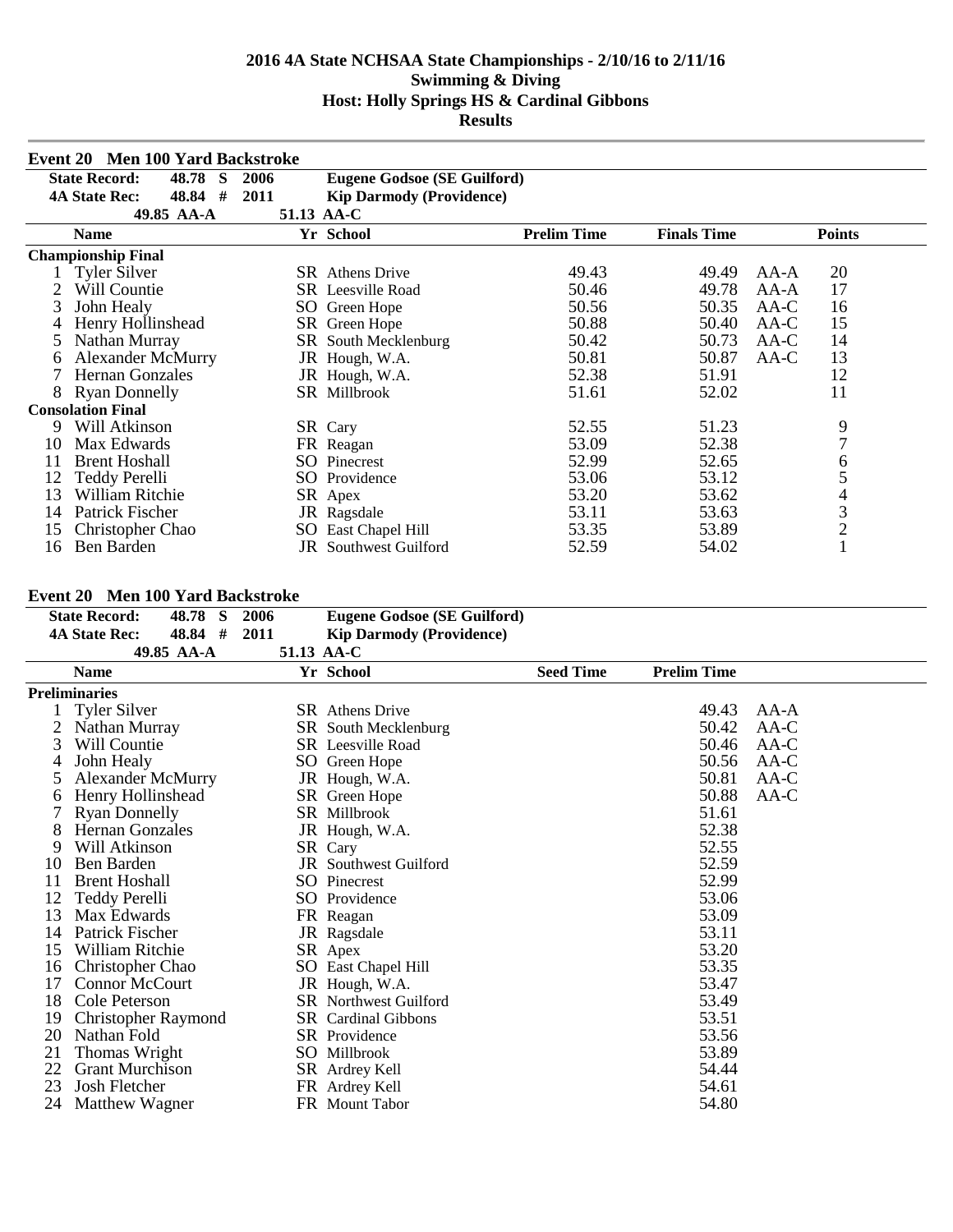# 2016 4A State NCHSAA State Championships - 2/10/16 to 2/11/16
## Swimming & Diving
## Host: Holly Springs HS & Cardinal Gibbons
## Results

### Event 20 Men 100 Yard Backstroke

**State Record:** 48.78 S 2006 **Eugene Godsoe (SE Guilford)**
**4A State Rec:** 48.84 # 2011 **Kip Darmody (Providence)**
49.85 AA-A 51.13 AA-C

| | Name | Yr | School | Prelim Time | Finals Time | | Points |
|---|---|---|---|---|---|---|---|
| **Championship Final** | | | | | | | |
| 1 | Tyler Silver | SR | Athens Drive | 49.43 | 49.49 | AA-A | 20 |
| 2 | Will Countie | SR | Leesville Road | 50.46 | 49.78 | AA-A | 17 |
| 3 | John Healy | SO | Green Hope | 50.56 | 50.35 | AA-C | 16 |
| 4 | Henry Hollinshead | SR | Green Hope | 50.88 | 50.40 | AA-C | 15 |
| 5 | Nathan Murray | SR | South Mecklenburg | 50.42 | 50.73 | AA-C | 14 |
| 6 | Alexander McMurry | JR | Hough, W.A. | 50.81 | 50.87 | AA-C | 13 |
| 7 | Hernan Gonzales | JR | Hough, W.A. | 52.38 | 51.91 | | 12 |
| 8 | Ryan Donnelly | SR | Millbrook | 51.61 | 52.02 | | 11 |
| **Consolation Final** | | | | | | | |
| 9 | Will Atkinson | SR | Cary | 52.55 | 51.23 | | 9 |
| 10 | Max Edwards | FR | Reagan | 53.09 | 52.38 | | 7 |
| 11 | Brent Hoshall | SO | Pinecrest | 52.99 | 52.65 | | 6 |
| 12 | Teddy Perelli | SO | Providence | 53.06 | 53.12 | | 5 |
| 13 | William Ritchie | SR | Apex | 53.20 | 53.62 | | 4 |
| 14 | Patrick Fischer | JR | Ragsdale | 53.11 | 53.63 | | 3 |
| 15 | Christopher Chao | SO | East Chapel Hill | 53.35 | 53.89 | | 2 |
| 16 | Ben Barden | JR | Southwest Guilford | 52.59 | 54.02 | | 1 |

### Event 20 Men 100 Yard Backstroke

**State Record:** 48.78 S 2006 **Eugene Godsoe (SE Guilford)**
**4A State Rec:** 48.84 # 2011 **Kip Darmody (Providence)**
49.85 AA-A 51.13 AA-C

| | Name | Yr | School | Seed Time | Prelim Time | |
|---|---|---|---|---|---|---|
| **Preliminaries** | | | | | | |
| 1 | Tyler Silver | SR | Athens Drive | | 49.43 | AA-A |
| 2 | Nathan Murray | SR | South Mecklenburg | | 50.42 | AA-C |
| 3 | Will Countie | SR | Leesville Road | | 50.46 | AA-C |
| 4 | John Healy | SO | Green Hope | | 50.56 | AA-C |
| 5 | Alexander McMurry | JR | Hough, W.A. | | 50.81 | AA-C |
| 6 | Henry Hollinshead | SR | Green Hope | | 50.88 | AA-C |
| 7 | Ryan Donnelly | SR | Millbrook | | 51.61 | |
| 8 | Hernan Gonzales | JR | Hough, W.A. | | 52.38 | |
| 9 | Will Atkinson | SR | Cary | | 52.55 | |
| 10 | Ben Barden | JR | Southwest Guilford | | 52.59 | |
| 11 | Brent Hoshall | SO | Pinecrest | | 52.99 | |
| 12 | Teddy Perelli | SO | Providence | | 53.06 | |
| 13 | Max Edwards | FR | Reagan | | 53.09 | |
| 14 | Patrick Fischer | JR | Ragsdale | | 53.11 | |
| 15 | William Ritchie | SR | Apex | | 53.20 | |
| 16 | Christopher Chao | SO | East Chapel Hill | | 53.35 | |
| 17 | Connor McCourt | JR | Hough, W.A. | | 53.47 | |
| 18 | Cole Peterson | SR | Northwest Guilford | | 53.49 | |
| 19 | Christopher Raymond | SR | Cardinal Gibbons | | 53.51 | |
| 20 | Nathan Fold | SR | Providence | | 53.56 | |
| 21 | Thomas Wright | SO | Millbrook | | 53.89 | |
| 22 | Grant Murchison | SR | Ardrey Kell | | 54.44 | |
| 23 | Josh Fletcher | FR | Ardrey Kell | | 54.61 | |
| 24 | Matthew Wagner | FR | Mount Tabor | | 54.80 | |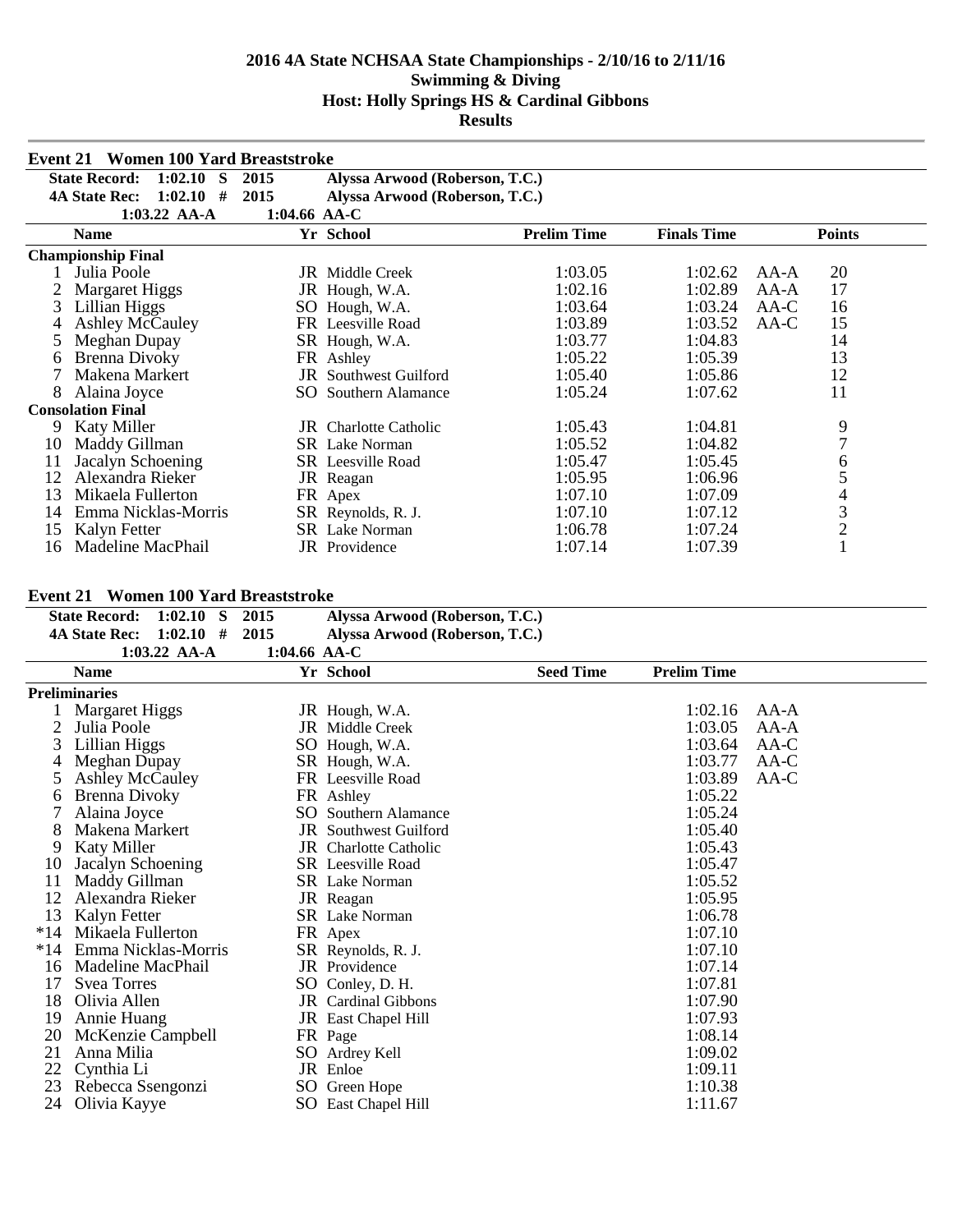# 2016 4A State NCHSAA State Championships - 2/10/16 to 2/11/16
## Swimming & Diving
## Host: Holly Springs HS & Cardinal Gibbons
## Results

### Event 21 Women 100 Yard Breaststroke

| | | | |
|---|---|---|---|
| **State Record:** | **1:02.10 S** | **2015** | **Alyssa Arwood (Roberson, T.C.)** |
| **4A State Rec:** | **1:02.10 #** | **2015** | **Alyssa Arwood (Roberson, T.C.)** |
| | **1:03.22 AA-A** | **1:04.66 AA-C** | |

| | Name | Yr | School | Prelim Time | Finals Time | | Points |
|---|---|---|---|---|---|---|---|
| **Championship Final** | | | | | | | |
| 1 | Julia Poole | JR | Middle Creek | 1:03.05 | 1:02.62 | AA-A | 20 |
| 2 | Margaret Higgs | JR | Hough, W.A. | 1:02.16 | 1:02.89 | AA-A | 17 |
| 3 | Lillian Higgs | SO | Hough, W.A. | 1:03.64 | 1:03.24 | AA-C | 16 |
| 4 | Ashley McCauley | FR | Leesville Road | 1:03.89 | 1:03.52 | AA-C | 15 |
| 5 | Meghan Dupay | SR | Hough, W.A. | 1:03.77 | 1:04.83 | | 14 |
| 6 | Brenna Divoky | FR | Ashley | 1:05.22 | 1:05.39 | | 13 |
| 7 | Makena Markert | JR | Southwest Guilford | 1:05.40 | 1:05.86 | | 12 |
| 8 | Alaina Joyce | SO | Southern Alamance | 1:05.24 | 1:07.62 | | 11 |
| **Consolation Final** | | | | | | | |
| 9 | Katy Miller | JR | Charlotte Catholic | 1:05.43 | 1:04.81 | | 9 |
| 10 | Maddy Gillman | SR | Lake Norman | 1:05.52 | 1:04.82 | | 7 |
| 11 | Jacalyn Schoening | SR | Leesville Road | 1:05.47 | 1:05.45 | | 6 |
| 12 | Alexandra Rieker | JR | Reagan | 1:05.95 | 1:06.96 | | 5 |
| 13 | Mikaela Fullerton | FR | Apex | 1:07.10 | 1:07.09 | | 4 |
| 14 | Emma Nicklas-Morris | SR | Reynolds, R. J. | 1:07.10 | 1:07.12 | | 3 |
| 15 | Kalyn Fetter | SR | Lake Norman | 1:06.78 | 1:07.24 | | 2 |
| 16 | Madeline MacPhail | JR | Providence | 1:07.14 | 1:07.39 | | 1 |

### Event 21 Women 100 Yard Breaststroke

| | | | |
|---|---|---|---|
| **State Record:** | **1:02.10 S** | **2015** | **Alyssa Arwood (Roberson, T.C.)** |
| **4A State Rec:** | **1:02.10 #** | **2015** | **Alyssa Arwood (Roberson, T.C.)** |
| | **1:03.22 AA-A** | **1:04.66 AA-C** | |

| | Name | Yr | School | Seed Time | Prelim Time | |
|---|---|---|---|---|---|---|
| **Preliminaries** | | | | | | |
| 1 | Margaret Higgs | JR | Hough, W.A. | | 1:02.16 | AA-A |
| 2 | Julia Poole | JR | Middle Creek | | 1:03.05 | AA-A |
| 3 | Lillian Higgs | SO | Hough, W.A. | | 1:03.64 | AA-C |
| 4 | Meghan Dupay | SR | Hough, W.A. | | 1:03.77 | AA-C |
| 5 | Ashley McCauley | FR | Leesville Road | | 1:03.89 | AA-C |
| 6 | Brenna Divoky | FR | Ashley | | 1:05.22 | |
| 7 | Alaina Joyce | SO | Southern Alamance | | 1:05.24 | |
| 8 | Makena Markert | JR | Southwest Guilford | | 1:05.40 | |
| 9 | Katy Miller | JR | Charlotte Catholic | | 1:05.43 | |
| 10 | Jacalyn Schoening | SR | Leesville Road | | 1:05.47 | |
| 11 | Maddy Gillman | SR | Lake Norman | | 1:05.52 | |
| 12 | Alexandra Rieker | JR | Reagan | | 1:05.95 | |
| 13 | Kalyn Fetter | SR | Lake Norman | | 1:06.78 | |
| *14 | Mikaela Fullerton | FR | Apex | | 1:07.10 | |
| *14 | Emma Nicklas-Morris | SR | Reynolds, R. J. | | 1:07.10 | |
| 16 | Madeline MacPhail | JR | Providence | | 1:07.14 | |
| 17 | Svea Torres | SO | Conley, D. H. | | 1:07.81 | |
| 18 | Olivia Allen | JR | Cardinal Gibbons | | 1:07.90 | |
| 19 | Annie Huang | JR | East Chapel Hill | | 1:07.93 | |
| 20 | McKenzie Campbell | FR | Page | | 1:08.14 | |
| 21 | Anna Milia | SO | Ardrey Kell | | 1:09.02 | |
| 22 | Cynthia Li | JR | Enloe | | 1:09.11 | |
| 23 | Rebecca Ssengonzi | SO | Green Hope | | 1:10.38 | |
| 24 | Olivia Kayye | SO | East Chapel Hill | | 1:11.67 | |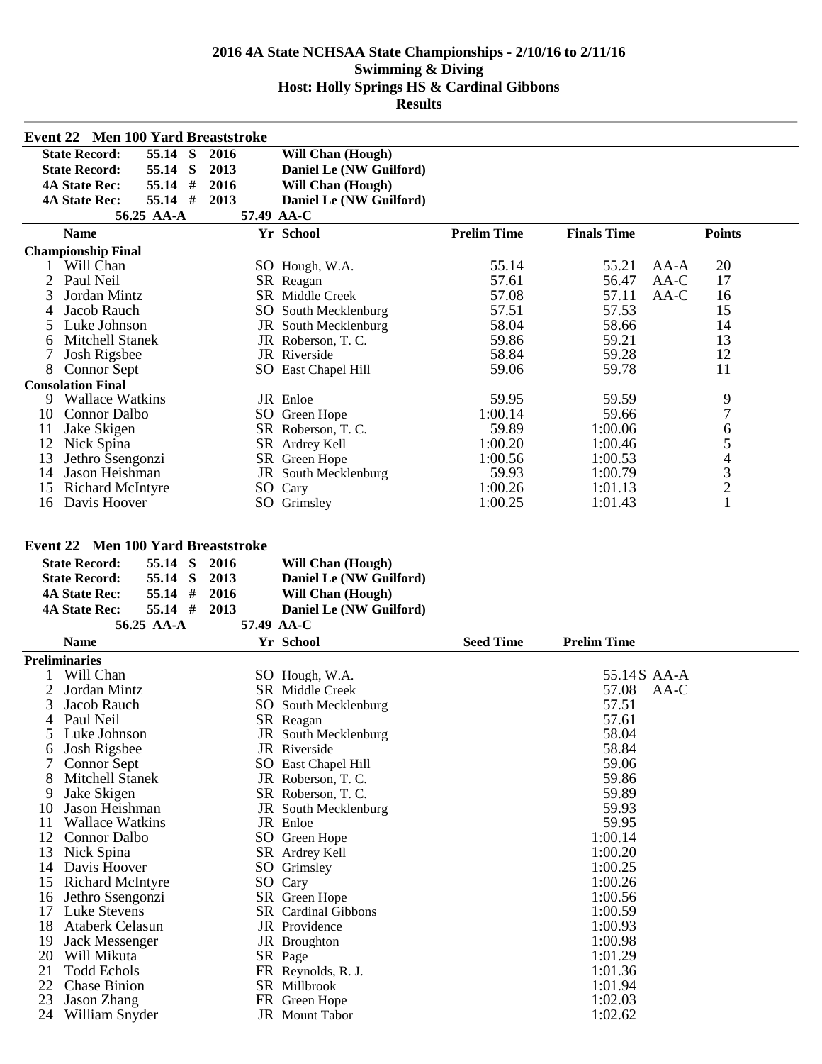# 2016 4A State NCHSAA State Championships - 2/10/16 to 2/11/16
## Swimming & Diving
## Host: Holly Springs HS & Cardinal Gibbons
## Results

### Event 22 Men 100 Yard Breaststroke

| | | | | |
|---|---|---|---|---|
| State Record: | 55.14 | S | 2016 | Will Chan (Hough) |
| State Record: | 55.14 | S | 2013 | Daniel Le (NW Guilford) |
| 4A State Rec: | 55.14 | # | 2016 | Will Chan (Hough) |
| 4A State Rec: | 55.14 | # | 2013 | Daniel Le (NW Guilford) |
| | 56.25 AA-A | | 57.49 AA-C | |

| | Name | Yr | School | Prelim Time | Finals Time | | Points |
|---|---|---|---|---|---|---|---|
| **Championship Final** | | | | | | | |
| 1 | Will Chan | SO | Hough, W.A. | 55.14 | 55.21 | AA-A | 20 |
| 2 | Paul Neil | SR | Reagan | 57.61 | 56.47 | AA-C | 17 |
| 3 | Jordan Mintz | SR | Middle Creek | 57.08 | 57.11 | AA-C | 16 |
| 4 | Jacob Rauch | SO | South Mecklenburg | 57.51 | 57.53 | | 15 |
| 5 | Luke Johnson | JR | South Mecklenburg | 58.04 | 58.66 | | 14 |
| 6 | Mitchell Stanek | JR | Roberson, T. C. | 59.86 | 59.21 | | 13 |
| 7 | Josh Rigsbee | JR | Riverside | 58.84 | 59.28 | | 12 |
| 8 | Connor Sept | SO | East Chapel Hill | 59.06 | 59.78 | | 11 |
| **Consolation Final** | | | | | | | |
| 9 | Wallace Watkins | JR | Enloe | 59.95 | 59.59 | | 9 |
| 10 | Connor Dalbo | SO | Green Hope | 1:00.14 | 59.66 | | 7 |
| 11 | Jake Skigen | SR | Roberson, T. C. | 59.89 | 1:00.06 | | 6 |
| 12 | Nick Spina | SR | Ardrey Kell | 1:00.20 | 1:00.46 | | 5 |
| 13 | Jethro Ssengonzi | SR | Green Hope | 1:00.56 | 1:00.53 | | 4 |
| 14 | Jason Heishman | JR | South Mecklenburg | 59.93 | 1:00.79 | | 3 |
| 15 | Richard McIntyre | SO | Cary | 1:00.26 | 1:01.13 | | 2 |
| 16 | Davis Hoover | SO | Grimsley | 1:00.25 | 1:01.43 | | 1 |

### Event 22 Men 100 Yard Breaststroke

| | | | | |
|---|---|---|---|---|
| State Record: | 55.14 | S | 2016 | Will Chan (Hough) |
| State Record: | 55.14 | S | 2013 | Daniel Le (NW Guilford) |
| 4A State Rec: | 55.14 | # | 2016 | Will Chan (Hough) |
| 4A State Rec: | 55.14 | # | 2013 | Daniel Le (NW Guilford) |
| | 56.25 AA-A | | 57.49 AA-C | |

| | Name | Yr | School | Seed Time | Prelim Time | |
|---|---|---|---|---|---|---|
| **Preliminaries** | | | | | | |
| 1 | Will Chan | SO | Hough, W.A. | | 55.14S | AA-A |
| 2 | Jordan Mintz | SR | Middle Creek | | 57.08 | AA-C |
| 3 | Jacob Rauch | SO | South Mecklenburg | | 57.51 | |
| 4 | Paul Neil | SR | Reagan | | 57.61 | |
| 5 | Luke Johnson | JR | South Mecklenburg | | 58.04 | |
| 6 | Josh Rigsbee | JR | Riverside | | 58.84 | |
| 7 | Connor Sept | SO | East Chapel Hill | | 59.06 | |
| 8 | Mitchell Stanek | JR | Roberson, T. C. | | 59.86 | |
| 9 | Jake Skigen | SR | Roberson, T. C. | | 59.89 | |
| 10 | Jason Heishman | JR | South Mecklenburg | | 59.93 | |
| 11 | Wallace Watkins | JR | Enloe | | 59.95 | |
| 12 | Connor Dalbo | SO | Green Hope | | 1:00.14 | |
| 13 | Nick Spina | SR | Ardrey Kell | | 1:00.20 | |
| 14 | Davis Hoover | SO | Grimsley | | 1:00.25 | |
| 15 | Richard McIntyre | SO | Cary | | 1:00.26 | |
| 16 | Jethro Ssengonzi | SR | Green Hope | | 1:00.56 | |
| 17 | Luke Stevens | SR | Cardinal Gibbons | | 1:00.59 | |
| 18 | Ataberk Celasun | JR | Providence | | 1:00.93 | |
| 19 | Jack Messenger | JR | Broughton | | 1:00.98 | |
| 20 | Will Mikuta | SR | Page | | 1:01.29 | |
| 21 | Todd Echols | FR | Reynolds, R. J. | | 1:01.36 | |
| 22 | Chase Binion | SR | Millbrook | | 1:01.94 | |
| 23 | Jason Zhang | FR | Green Hope | | 1:02.03 | |
| 24 | William Snyder | JR | Mount Tabor | | 1:02.62 | |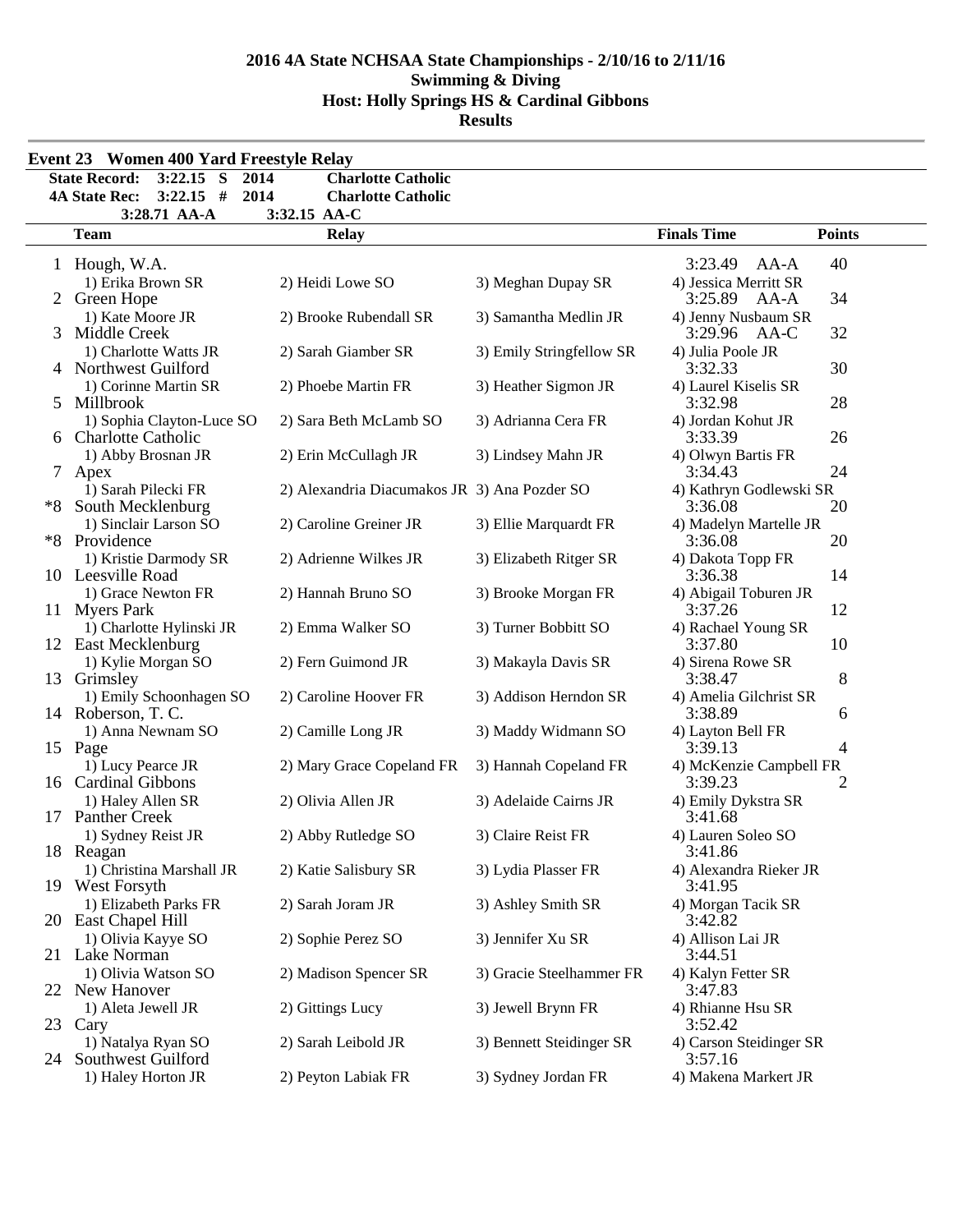# 2016 4A State NCHSAA State Championships - 2/10/16 to 2/11/16
## Swimming & Diving
## Host: Holly Springs HS & Cardinal Gibbons
## Results

### Event 23 Women 400 Yard Freestyle Relay

| | | | |
|---|---|---|---|
| State Record: | 3:22.15 S | 2014 | Charlotte Catholic |
| 4A State Rec: | 3:22.15 # | 2014 | Charlotte Catholic |
| | 3:28.71 AA-A | 3:32.15 AA-C | |

| | Team | Relay | | | Finals Time | Points |
|---|---|---|---|---|---|---|
| 1 | Hough, W.A. | | | | 3:23.49 AA-A | 40 |
| | 1) Erika Brown SR | 2) Heidi Lowe SO | 3) Meghan Dupay SR | 4) Jessica Merritt SR | | |
| 2 | Green Hope | | | | 3:25.89 AA-A | 34 |
| | 1) Kate Moore JR | 2) Brooke Rubendall SR | 3) Samantha Medlin JR | 4) Jenny Nusbaum SR | | |
| 3 | Middle Creek | | | | 3:29.96 AA-C | 32 |
| | 1) Charlotte Watts JR | 2) Sarah Giamber SR | 3) Emily Stringfellow SR | 4) Julia Poole JR | | |
| 4 | Northwest Guilford | | | | 3:32.33 | 30 |
| | 1) Corinne Martin SR | 2) Phoebe Martin FR | 3) Heather Sigmon JR | 4) Laurel Kiselis SR | | |
| 5 | Millbrook | | | | 3:32.98 | 28 |
| | 1) Sophia Clayton-Luce SO | 2) Sara Beth McLamb SO | 3) Adrianna Cera FR | 4) Jordan Kohut JR | | |
| 6 | Charlotte Catholic | | | | 3:33.39 | 26 |
| | 1) Abby Brosnan JR | 2) Erin McCullagh JR | 3) Lindsey Mahn JR | 4) Olwyn Bartis FR | | |
| 7 | Apex | | | | 3:34.43 | 24 |
| | 1) Sarah Pilecki FR | 2) Alexandria Diacumakos JR | 3) Ana Pozder SO | 4) Kathryn Godlewski SR | | |
| *8 | South Mecklenburg | | | | 3:36.08 | 20 |
| | 1) Sinclair Larson SO | 2) Caroline Greiner JR | 3) Ellie Marquardt FR | 4) Madelyn Martelle JR | | |
| *8 | Providence | | | | 3:36.08 | 20 |
| | 1) Kristie Darmody SR | 2) Adrienne Wilkes JR | 3) Elizabeth Ritger SR | 4) Dakota Topp FR | | |
| 10 | Leesville Road | | | | 3:36.38 | 14 |
| | 1) Grace Newton FR | 2) Hannah Bruno SO | 3) Brooke Morgan FR | 4) Abigail Toburen JR | | |
| 11 | Myers Park | | | | 3:37.26 | 12 |
| | 1) Charlotte Hylinski JR | 2) Emma Walker SO | 3) Turner Bobbitt SO | 4) Rachael Young SR | | |
| 12 | East Mecklenburg | | | | 3:37.80 | 10 |
| | 1) Kylie Morgan SO | 2) Fern Guimond JR | 3) Makayla Davis SR | 4) Sirena Rowe SR | | |
| 13 | Grimsley | | | | 3:38.47 | 8 |
| | 1) Emily Schoonhagen SO | 2) Caroline Hoover FR | 3) Addison Herndon SR | 4) Amelia Gilchrist SR | | |
| 14 | Roberson, T. C. | | | | 3:38.89 | 6 |
| | 1) Anna Newnam SO | 2) Camille Long JR | 3) Maddy Widmann SO | 4) Layton Bell FR | | |
| 15 | Page | | | | 3:39.13 | 4 |
| | 1) Lucy Pearce JR | 2) Mary Grace Copeland FR | 3) Hannah Copeland FR | 4) McKenzie Campbell FR | | |
| 16 | Cardinal Gibbons | | | | 3:39.23 | 2 |
| | 1) Haley Allen SR | 2) Olivia Allen JR | 3) Adelaide Cairns JR | 4) Emily Dykstra SR | | |
| 17 | Panther Creek | | | | 3:41.68 | |
| | 1) Sydney Reist JR | 2) Abby Rutledge SO | 3) Claire Reist FR | 4) Lauren Soleo SO | | |
| 18 | Reagan | | | | 3:41.86 | |
| | 1) Christina Marshall JR | 2) Katie Salisbury SR | 3) Lydia Plasser FR | 4) Alexandra Rieker JR | | |
| 19 | West Forsyth | | | | 3:41.95 | |
| | 1) Elizabeth Parks FR | 2) Sarah Joram JR | 3) Ashley Smith SR | 4) Morgan Tacik SR | | |
| 20 | East Chapel Hill | | | | 3:42.82 | |
| | 1) Olivia Kayye SO | 2) Sophie Perez SO | 3) Jennifer Xu SR | 4) Allison Lai JR | | |
| 21 | Lake Norman | | | | 3:44.51 | |
| | 1) Olivia Watson SO | 2) Madison Spencer SR | 3) Gracie Steelhammer FR | 4) Kalyn Fetter SR | | |
| 22 | New Hanover | | | | 3:47.83 | |
| | 1) Aleta Jewell JR | 2) Gittings Lucy | 3) Jewell Brynn FR | 4) Rhianne Hsu SR | | |
| 23 | Cary | | | | 3:52.42 | |
| | 1) Natalya Ryan SO | 2) Sarah Leibold JR | 3) Bennett Steidinger SR | 4) Carson Steidinger SR | | |
| 24 | Southwest Guilford | | | | 3:57.16 | |
| | 1) Haley Horton JR | 2) Peyton Labiak FR | 3) Sydney Jordan FR | 4) Makena Markert JR | | |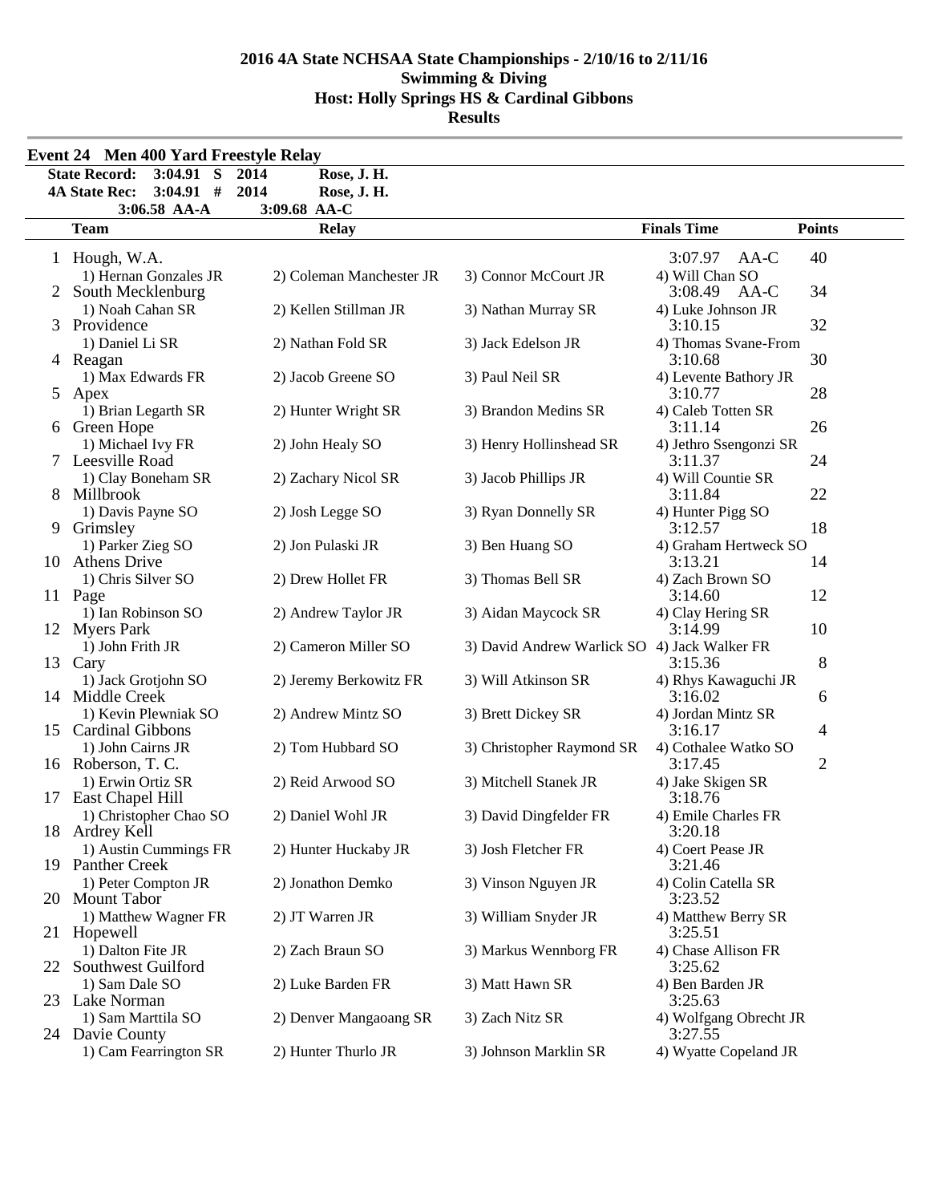# 2016 4A State NCHSAA State Championships - 2/10/16 to 2/11/16
## Swimming & Diving
## Host: Holly Springs HS & Cardinal Gibbons
## Results

**Event 24 Men 400 Yard Freestyle Relay**

**State Record: 3:04.91 S 2014 Rose, J. H.**
**4A State Rec: 3:04.91 # 2014 Rose, J. H.**
**3:06.58 AA-A 3:09.68 AA-C**

| | Team | Relay | | Finals Time | Points |
|---|---|---|---|---|---|
| 1 | Hough, W.A. | | | 3:07.97 AA-C | 40 |
| | 1) Hernan Gonzales JR | 2) Coleman Manchester JR | 3) Connor McCourt JR | 4) Will Chan SO | |
| 2 | South Mecklenburg | | | 3:08.49 AA-C | 34 |
| | 1) Noah Cahan SR | 2) Kellen Stillman JR | 3) Nathan Murray SR | 4) Luke Johnson JR | |
| 3 | Providence | | | 3:10.15 | 32 |
| | 1) Daniel Li SR | 2) Nathan Fold SR | 3) Jack Edelson JR | 4) Thomas Svane-From | |
| 4 | Reagan | | | 3:10.68 | 30 |
| | 1) Max Edwards FR | 2) Jacob Greene SO | 3) Paul Neil SR | 4) Levente Bathory JR | |
| 5 | Apex | | | 3:10.77 | 28 |
| | 1) Brian Legarth SR | 2) Hunter Wright SR | 3) Brandon Medins SR | 4) Caleb Totten SR | |
| 6 | Green Hope | | | 3:11.14 | 26 |
| | 1) Michael Ivy FR | 2) John Healy SO | 3) Henry Hollinshead SR | 4) Jethro Ssengonzi SR | |
| 7 | Leesville Road | | | 3:11.37 | 24 |
| | 1) Clay Boneham SR | 2) Zachary Nicol SR | 3) Jacob Phillips JR | 4) Will Countie SR | |
| 8 | Millbrook | | | 3:11.84 | 22 |
| | 1) Davis Payne SO | 2) Josh Legge SO | 3) Ryan Donnelly SR | 4) Hunter Pigg SO | |
| 9 | Grimsley | | | 3:12.57 | 18 |
| | 1) Parker Zieg SO | 2) Jon Pulaski JR | 3) Ben Huang SO | 4) Graham Hertweck SO | |
| 10 | Athens Drive | | | 3:13.21 | 14 |
| | 1) Chris Silver SO | 2) Drew Hollet FR | 3) Thomas Bell SR | 4) Zach Brown SO | |
| 11 | Page | | | 3:14.60 | 12 |
| | 1) Ian Robinson SO | 2) Andrew Taylor JR | 3) Aidan Maycock SR | 4) Clay Hering SR | |
| 12 | Myers Park | | | 3:14.99 | 10 |
| | 1) John Frith JR | 2) Cameron Miller SO | 3) David Andrew Warlick SO | 4) Jack Walker FR | |
| 13 | Cary | | | 3:15.36 | 8 |
| | 1) Jack Grotjohn SO | 2) Jeremy Berkowitz FR | 3) Will Atkinson SR | 4) Rhys Kawaguchi JR | |
| 14 | Middle Creek | | | 3:16.02 | 6 |
| | 1) Kevin Plewniak SO | 2) Andrew Mintz SO | 3) Brett Dickey SR | 4) Jordan Mintz SR | |
| 15 | Cardinal Gibbons | | | 3:16.17 | 4 |
| | 1) John Cairns JR | 2) Tom Hubbard SO | 3) Christopher Raymond SR | 4) Cothalee Watko SO | |
| 16 | Roberson, T. C. | | | 3:17.45 | 2 |
| | 1) Erwin Ortiz SR | 2) Reid Arwood SO | 3) Mitchell Stanek JR | 4) Jake Skigen SR | |
| 17 | East Chapel Hill | | | 3:18.76 | |
| | 1) Christopher Chao SO | 2) Daniel Wohl JR | 3) David Dingfelder FR | 4) Emile Charles FR | |
| 18 | Ardrey Kell | | | 3:20.18 | |
| | 1) Austin Cummings FR | 2) Hunter Huckaby JR | 3) Josh Fletcher FR | 4) Coert Pease JR | |
| 19 | Panther Creek | | | 3:21.46 | |
| | 1) Peter Compton JR | 2) Jonathon Demko | 3) Vinson Nguyen JR | 4) Colin Catella SR | |
| 20 | Mount Tabor | | | 3:23.52 | |
| | 1) Matthew Wagner FR | 2) JT Warren JR | 3) William Snyder JR | 4) Matthew Berry SR | |
| 21 | Hopewell | | | 3:25.51 | |
| | 1) Dalton Fite JR | 2) Zach Braun SO | 3) Markus Wennborg FR | 4) Chase Allison FR | |
| 22 | Southwest Guilford | | | 3:25.62 | |
| | 1) Sam Dale SO | 2) Luke Barden FR | 3) Matt Hawn SR | 4) Ben Barden JR | |
| 23 | Lake Norman | | | 3:25.63 | |
| | 1) Sam Marttila SO | 2) Denver Mangaoang SR | 3) Zach Nitz SR | 4) Wolfgang Obrecht JR | |
| 24 | Davie County | | | 3:27.55 | |
| | 1) Cam Fearrington SR | 2) Hunter Thurlo JR | 3) Johnson Marklin SR | 4) Wyatte Copeland JR | |